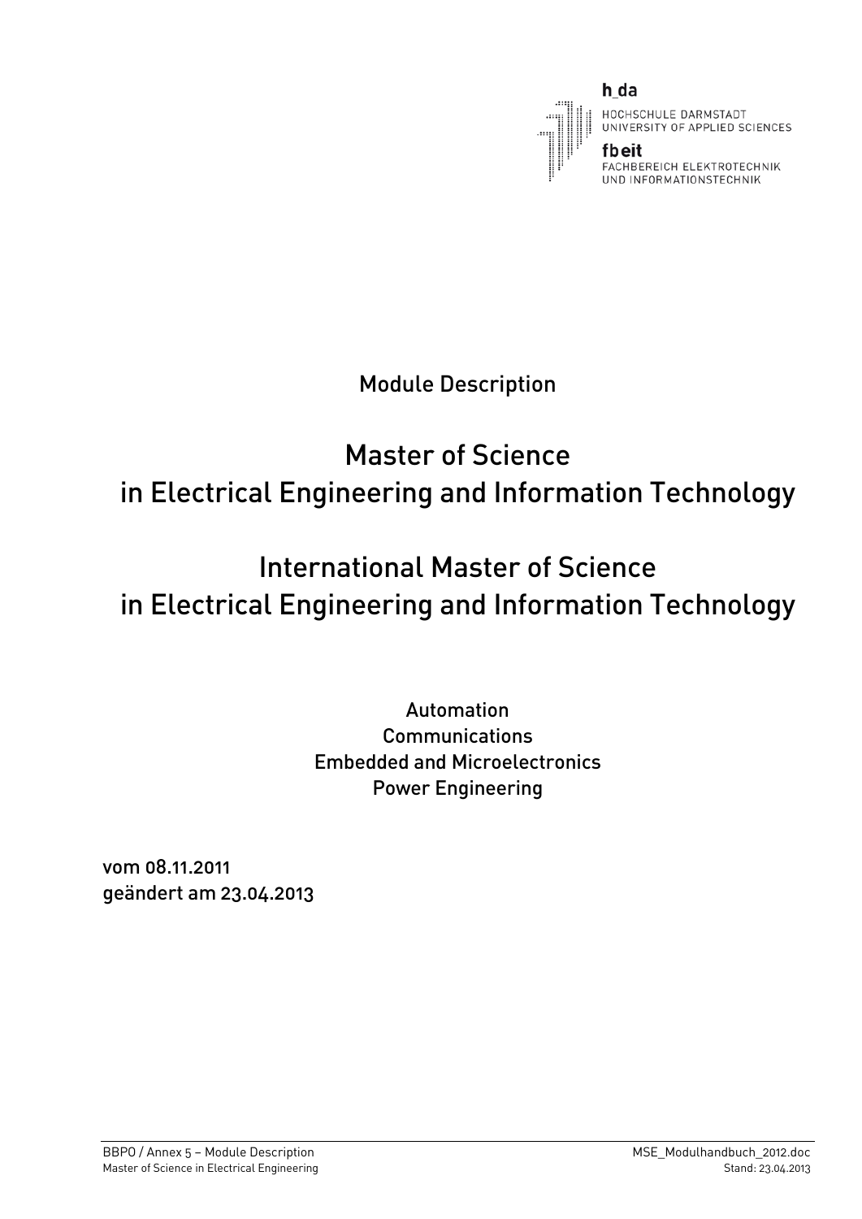h_da

HOCHSCHULE DARMSTADT
UNIVERSITY OF APPLIED SCIENCES

fbeit
FACHBEREICH ELEKTROTECHNIK
UND INFORMATIONSTECHNIK

Module Description

# Master of Science in Electrical Engineering and Information Technology

# International Master of Science in Electrical Engineering and Information Technology

Automation
Communications
Embedded and Microelectronics
Power Engineering

vom 08.11.2011
geändert am 23.04.2013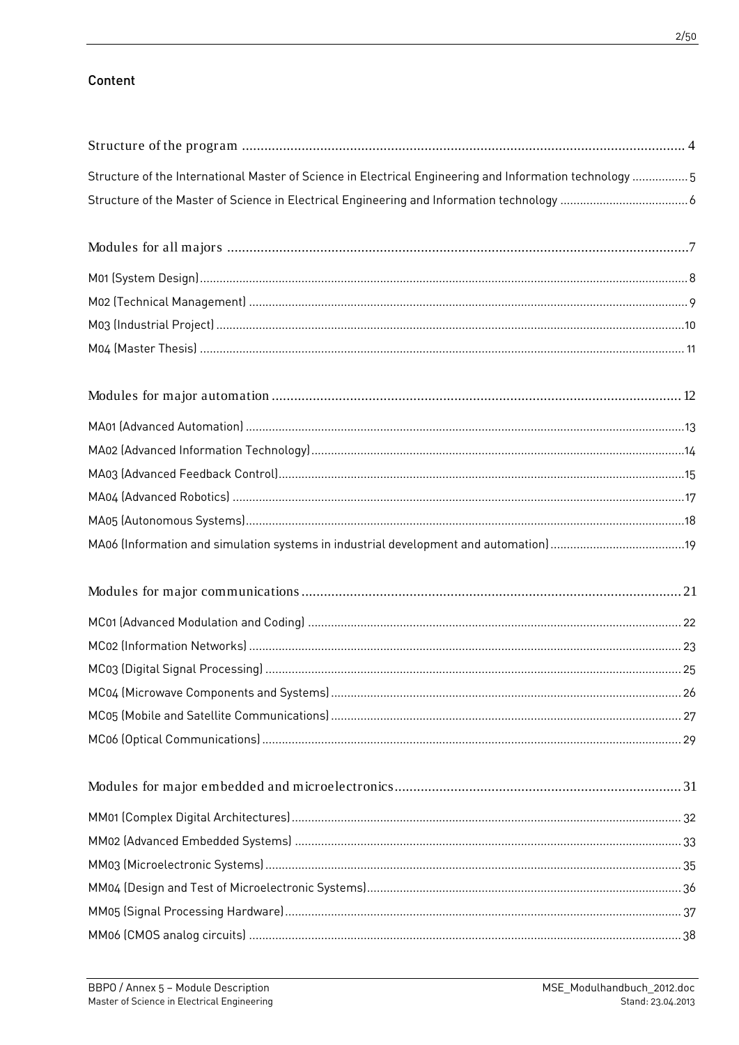## Content

Structure of the program ............................................................................................................. 4

Structure of the International Master of Science in Electrical Engineering and Information technology ................ 5

Structure of the Master of Science in Electrical Engineering and Information technology ....................................... 6

Modules for all majors ............................................................................................................. 7

M01 (System Design) ............................................................................................................. 8

M02 (Technical Management) ............................................................................................................. 9

M03 (Industrial Project) ............................................................................................................. 10

M04 (Master Thesis) ............................................................................................................. 11

Modules for major automation ............................................................................................................. 12

MA01 (Advanced Automation) ............................................................................................................. 13

MA02 (Advanced Information Technology) ............................................................................................................. 14

MA03 (Advanced Feedback Control) ............................................................................................................. 15

MA04 (Advanced Robotics) ............................................................................................................. 17

MA05 (Autonomous Systems) ............................................................................................................. 18

MA06 (Information and simulation systems in industrial development and automation) ......................................... 19

Modules for major communications ............................................................................................................. 21

MC01 (Advanced Modulation and Coding) ............................................................................................................. 22

MC02 (Information Networks) ............................................................................................................. 23

MC03 (Digital Signal Processing) ............................................................................................................. 25

MC04 (Microwave Components and Systems) ............................................................................................................. 26

MC05 (Mobile and Satellite Communications) ............................................................................................................. 27

MC06 (Optical Communications) ............................................................................................................. 29

Modules for major embedded and microelectronics ............................................................................................................. 31

MM01 (Complex Digital Architectures) ............................................................................................................. 32

MM02 (Advanced Embedded Systems) ............................................................................................................. 33

MM03 (Microelectronic Systems) ............................................................................................................. 35

MM04 (Design and Test of Microelectronic Systems) ............................................................................................................. 36

MM05 (Signal Processing Hardware) ............................................................................................................. 37

MM06 (CMOS analog circuits) ............................................................................................................. 38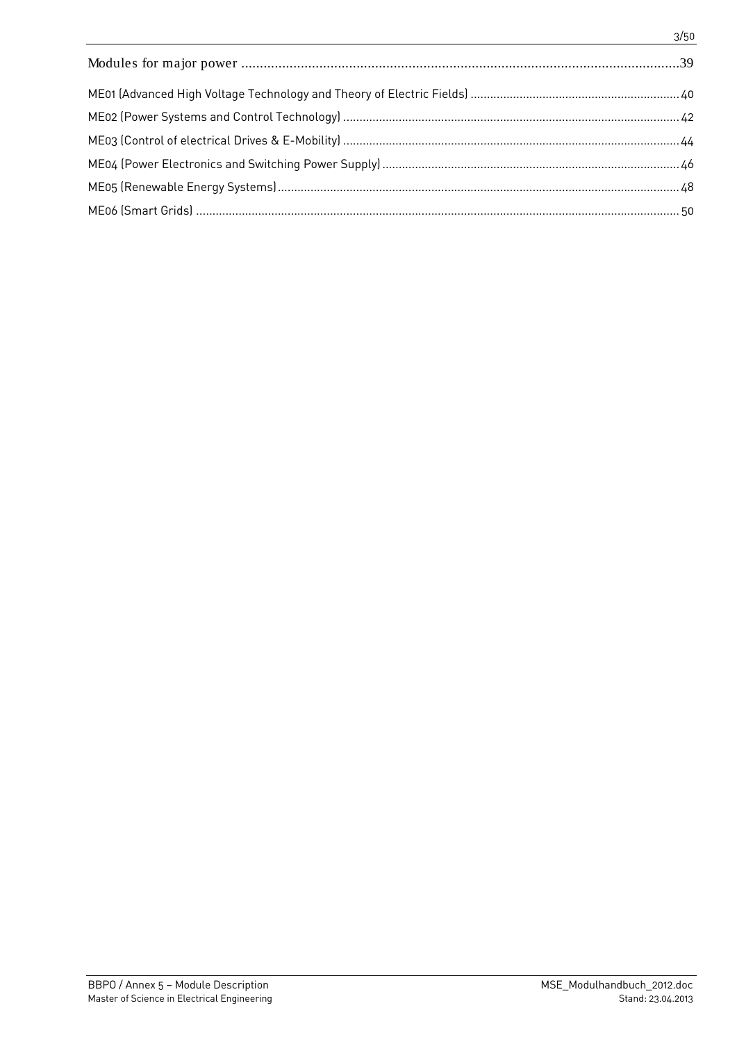Modules for major power ....................................................................................................................39

ME01 (Advanced High Voltage Technology and Theory of Electric Fields) ................................................................40

ME02 (Power Systems and Control Technology) ......................................................................................................42

ME03 (Control of electrical Drives & E-Mobility) ......................................................................................................44

ME04 (Power Electronics and Switching Power Supply) ..........................................................................................46

ME05 (Renewable Energy Systems) ..........................................................................................................................48

ME06 (Smart Grids) ..................................................................................................................................................50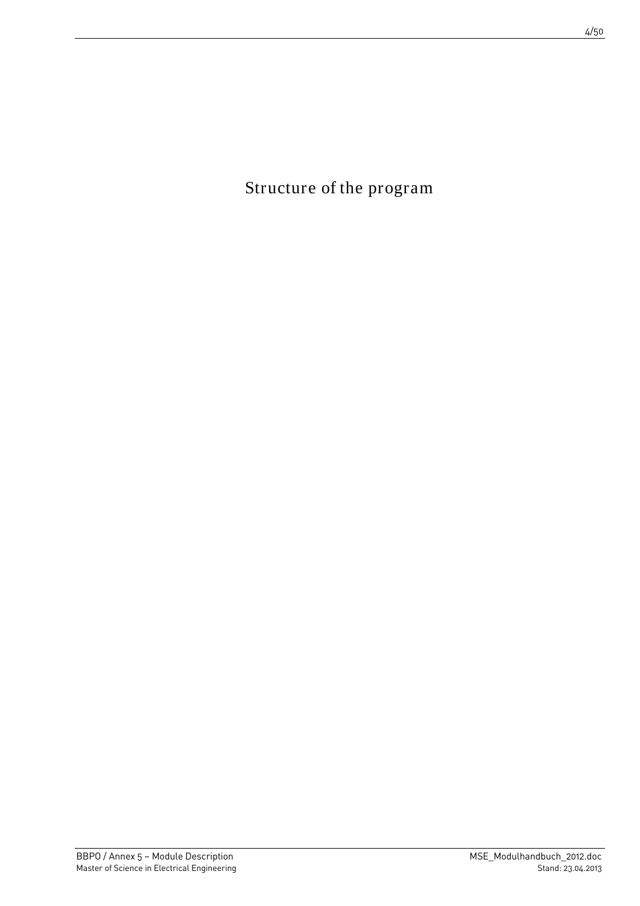# Structure of the program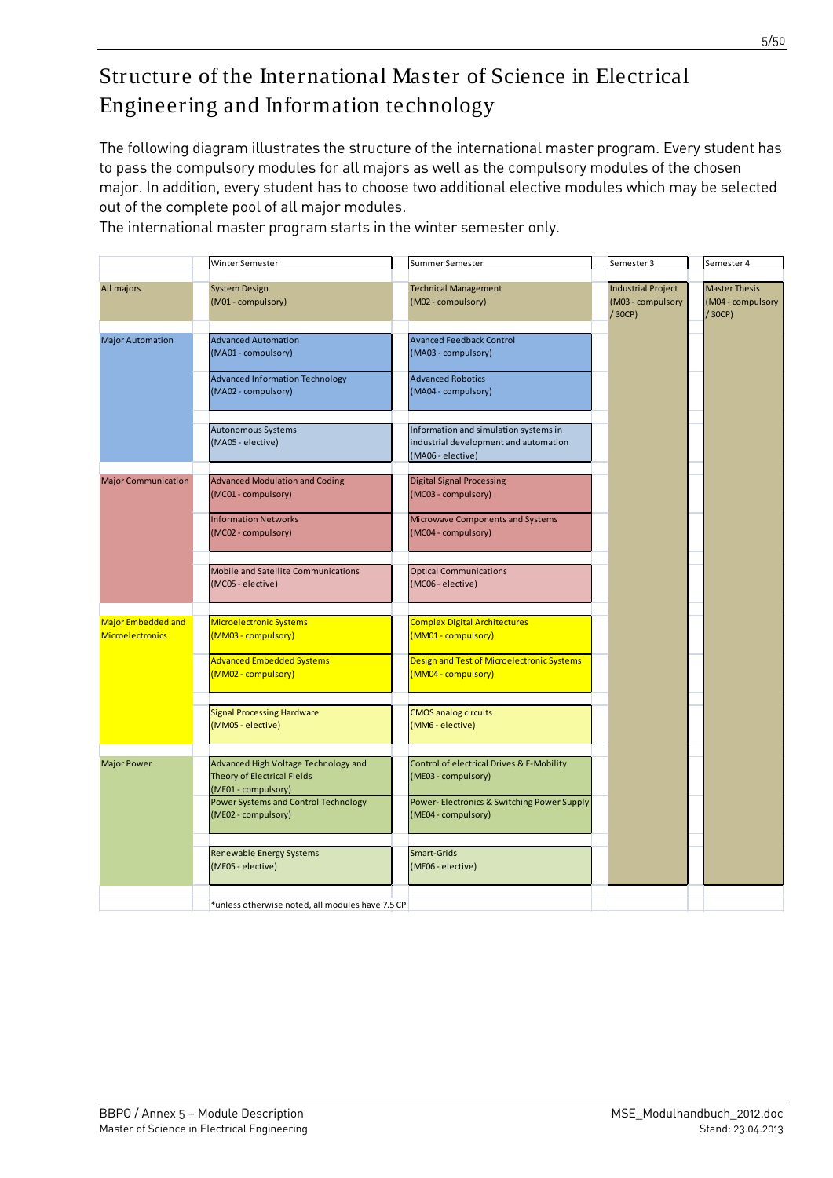# Structure of the International Master of Science in Electrical Engineering and Information technology

The following diagram illustrates the structure of the international master program. Every student has to pass the compulsory modules for all majors as well as the compulsory modules of the chosen major. In addition, every student has to choose two additional elective modules which may be selected out of the complete pool of all major modules.

The international master program starts in the winter semester only.

| | Winter Semester | Summer Semester | Semester 3 | Semester 4 |
|---|---|---|---|---|
| All majors | System Design (M01 - compulsory) | Technical Management (M02 - compulsory) | Industrial Project (M03 - compulsory / 30CP) | Master Thesis (M04 - compulsory / 30CP) |
| Major Automation | Advanced Automation (MA01 - compulsory) | Avanced Feedback Control (MA03 - compulsory) | | |
| | Advanced Information Technology (MA02 - compulsory) | Advanced Robotics (MA04 - compulsory) | | |
| | Autonomous Systems (MA05 - elective) | Information and simulation systems in industrial development and automation (MA06 - elective) | | |
| Major Communication | Advanced Modulation and Coding (MC01 - compulsory) | Digital Signal Processing (MC03 - compulsory) | | |
| | Information Networks (MC02 - compulsory) | Microwave Components and Systems (MC04 - compulsory) | | |
| | Mobile and Satellite Communications (MC05 - elective) | Optical Communications (MC06 - elective) | | |
| Major Embedded and Microelectronics | Microelectronic Systems (MM03 - compulsory) | Complex Digital Architectures (MM01 - compulsory) | | |
| | Advanced Embedded Systems (MM02 - compulsory) | Design and Test of Microelectronic Systems (MM04 - compulsory) | | |
| | Signal Processing Hardware (MM05 - elective) | CMOS analog circuits (MM6 - elective) | | |
| Major Power | Advanced High Voltage Technology and Theory of Electrical Fields (ME01 - compulsory) | Control of electrical Drives & E-Mobility (ME03 - compulsory) | | |
| | Power Systems and Control Technology (ME02 - compulsory) | Power- Electronics & Switching Power Supply (ME04 - compulsory) | | |
| | Renewable Energy Systems (ME05 - elective) | Smart-Grids (ME06 - elective) | | |

*unless otherwise noted, all modules have 7.5 CP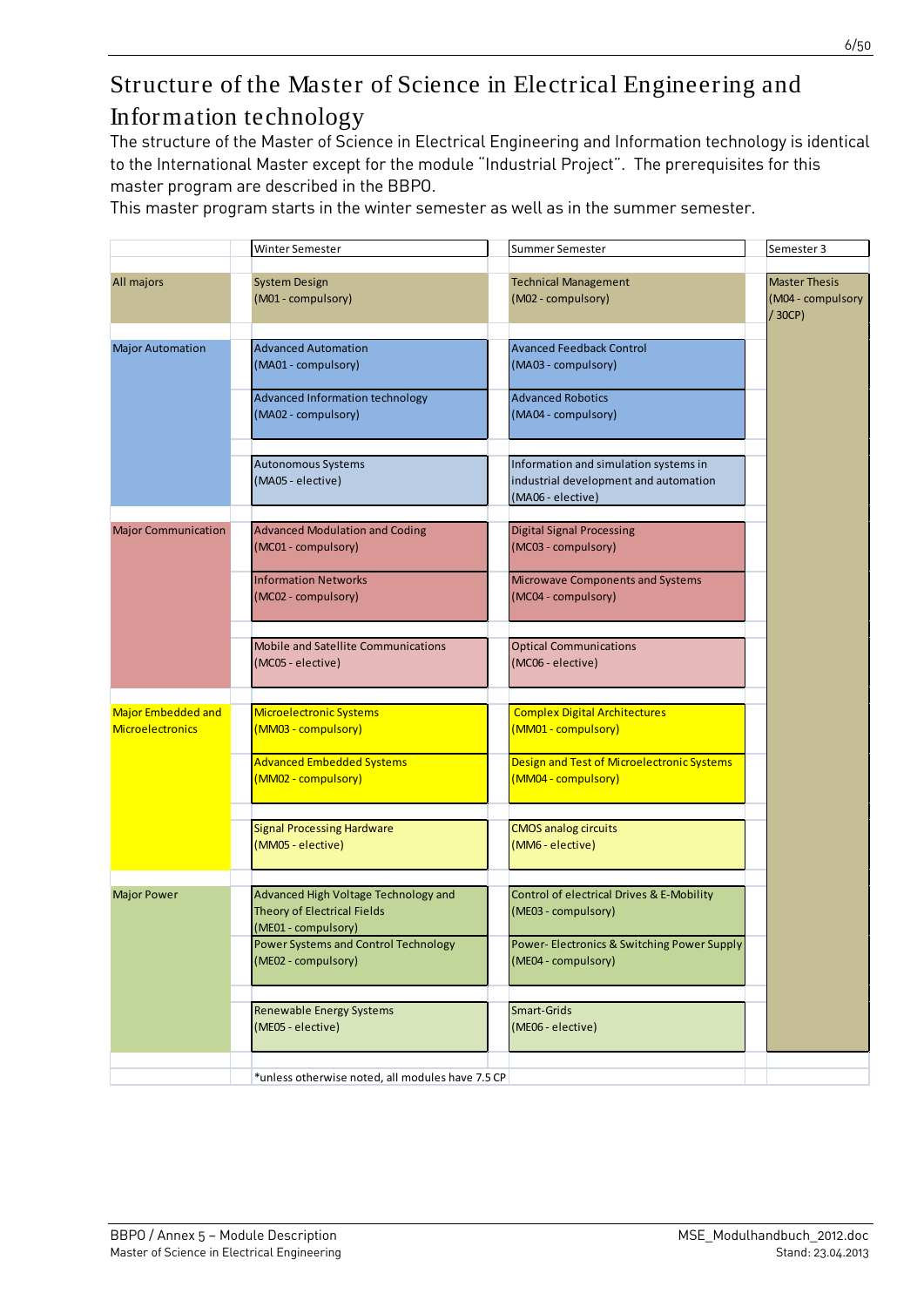# Structure of the Master of Science in Electrical Engineering and Information technology

The structure of the Master of Science in Electrical Engineering and Information technology is identical to the International Master except for the module "Industrial Project". The prerequisites for this master program are described in the BBPO.

This master program starts in the winter semester as well as in the summer semester.

| | Winter Semester | Summer Semester | Semester 3 |
|---|---|---|---|
| All majors | System Design (M01 - compulsory) | Technical Management (M02 - compulsory) | Master Thesis (M04 - compulsory / 30CP) |
| Major Automation | Advanced Automation (MA01 - compulsory) | Avanced Feedback Control (MA03 - compulsory) | |
| | Advanced Information technology (MA02 - compulsory) | Advanced Robotics (MA04 - compulsory) | |
| | Autonomous Systems (MA05 - elective) | Information and simulation systems in industrial development and automation (MA06 - elective) | |
| Major Communication | Advanced Modulation and Coding (MC01 - compulsory) | Digital Signal Processing (MC03 - compulsory) | |
| | Information Networks (MC02 - compulsory) | Microwave Components and Systems (MC04 - compulsory) | |
| | Mobile and Satellite Communications (MC05 - elective) | Optical Communications (MC06 - elective) | |
| Major Embedded and Microelectronics | Microelectronic Systems (MM03 - compulsory) | Complex Digital Architectures (MM01 - compulsory) | |
| | Advanced Embedded Systems (MM02 - compulsory) | Design and Test of Microelectronic Systems (MM04 - compulsory) | |
| | Signal Processing Hardware (MM05 - elective) | CMOS analog circuits (MM6 - elective) | |
| Major Power | Advanced High Voltage Technology and Theory of Electrical Fields (ME01 - compulsory) | Control of electrical Drives & E-Mobility (ME03 - compulsory) | |
| | Power Systems and Control Technology (ME02 - compulsory) | Power- Electronics & Switching Power Supply (ME04 - compulsory) | |
| | Renewable Energy Systems (ME05 - elective) | Smart-Grids (ME06 - elective) | |

*unless otherwise noted, all modules have 7.5 CP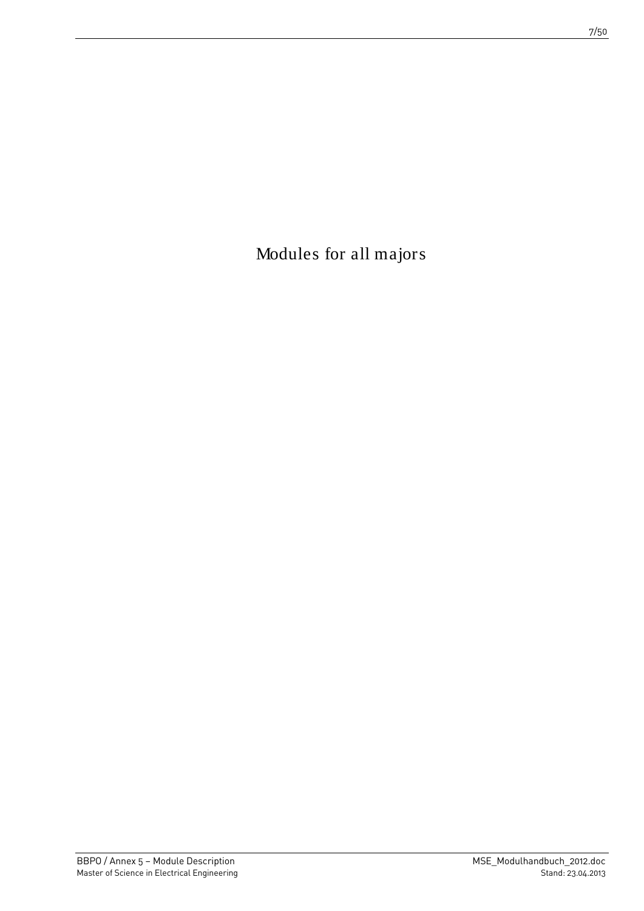# Modules for all majors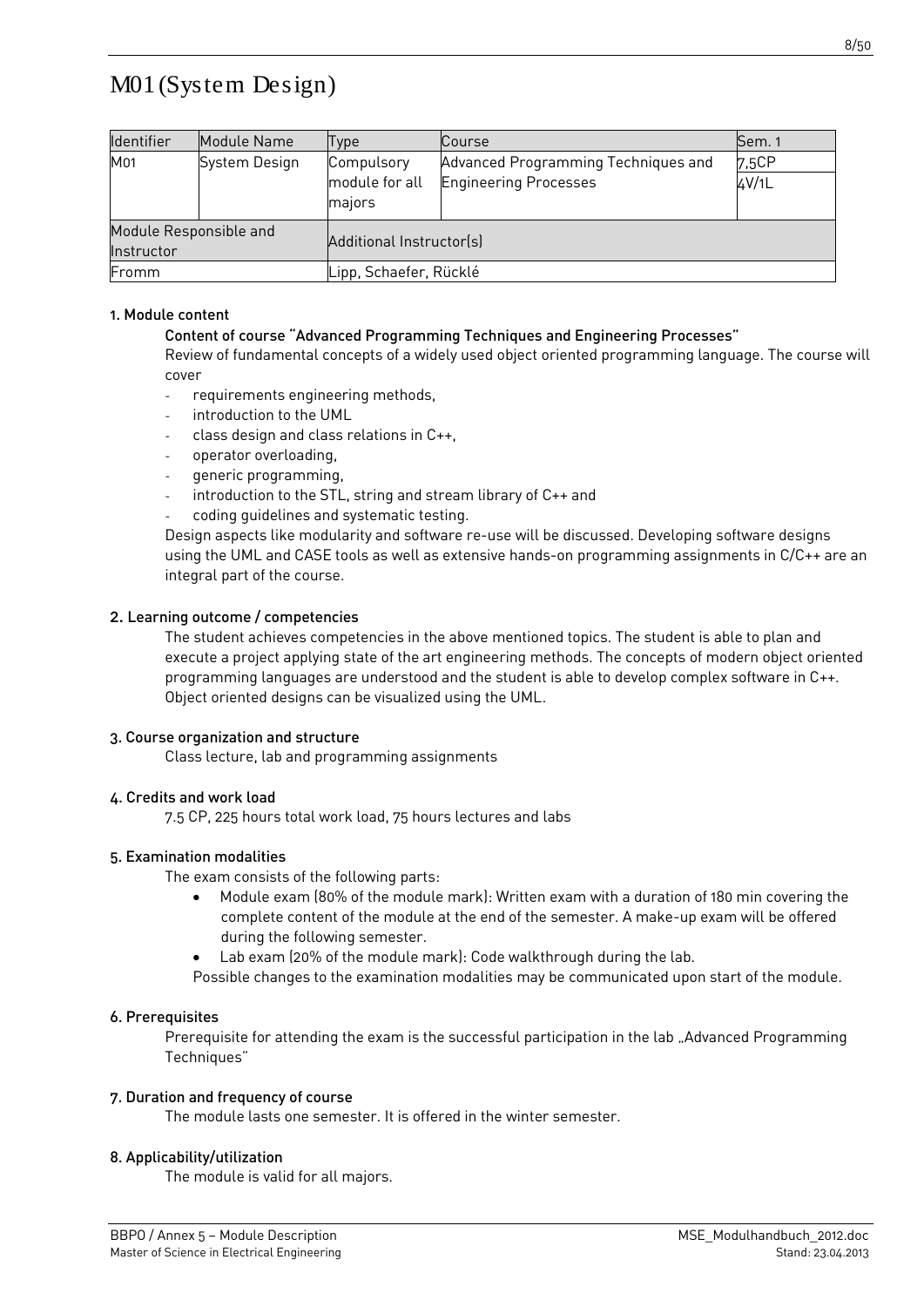# M01 (System Design)

| Identifier | Module Name | Type | Course | Sem. 1 |
|---|---|---|---|---|
| M01 | System Design | Compulsory module for all majors | Advanced Programming Techniques and Engineering Processes | 7,5CP<br>4V/1L |
| Module Responsible and Instructor | | Additional Instructor(s) | | |
| Fromm | | Lipp, Schaefer, Rücklé | | |

### 1. Module content

#### Content of course "Advanced Programming Techniques and Engineering Processes"

Review of fundamental concepts of a widely used object oriented programming language. The course will cover

- requirements engineering methods,
- introduction to the UML
- class design and class relations in C++,
- operator overloading,
- generic programming,
- introduction to the STL, string and stream library of C++ and
- coding guidelines and systematic testing.

Design aspects like modularity and software re-use will be discussed. Developing software designs using the UML and CASE tools as well as extensive hands-on programming assignments in C/C++ are an integral part of the course.

### 2. Learning outcome / competencies

The student achieves competencies in the above mentioned topics. The student is able to plan and execute a project applying state of the art engineering methods. The concepts of modern object oriented programming languages are understood and the student is able to develop complex software in C++. Object oriented designs can be visualized using the UML.

### 3. Course organization and structure

Class lecture, lab and programming assignments

### 4. Credits and work load

7.5 CP, 225 hours total work load, 75 hours lectures and labs

### 5. Examination modalities

The exam consists of the following parts:

- Module exam (80% of the module mark): Written exam with a duration of 180 min covering the complete content of the module at the end of the semester. A make-up exam will be offered during the following semester.
- Lab exam (20% of the module mark): Code walkthrough during the lab.

Possible changes to the examination modalities may be communicated upon start of the module.

### 6. Prerequisites

Prerequisite for attending the exam is the successful participation in the lab „Advanced Programming Techniques"

### 7. Duration and frequency of course

The module lasts one semester. It is offered in the winter semester.

### 8. Applicability/utilization

The module is valid for all majors.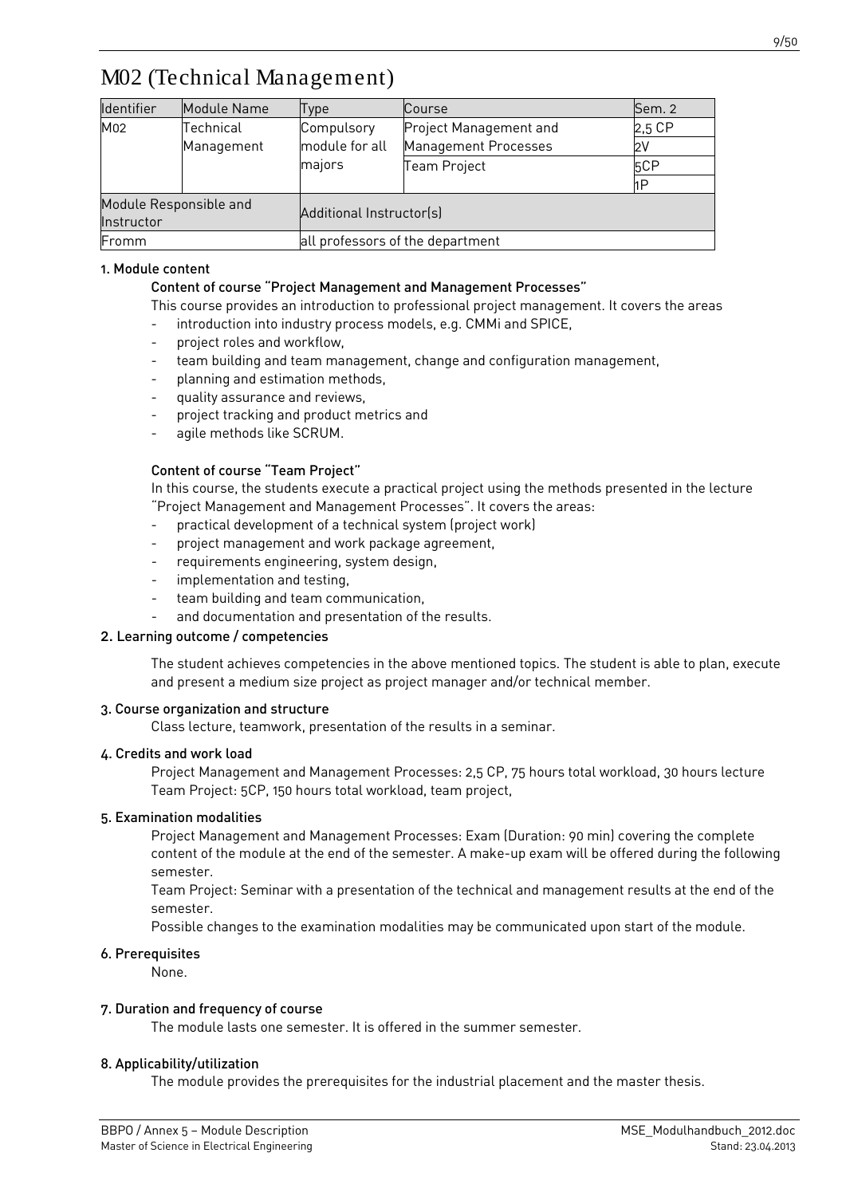# M02 (Technical Management)

| Identifier | Module Name | Type | Course | Sem. 2 |
|---|---|---|---|---|
| M02 | Technical Management | Compulsory module for all majors | Project Management and Management Processes | 2,5 CP |
| | | | | 2V |
| | | | Team Project | 5CP |
| | | | | 1P |
| Module Responsible and Instructor | | Additional Instructor(s) | | |
| Fromm | | all professors of the department | | |

### 1. Module content

#### Content of course "Project Management and Management Processes"

This course provides an introduction to professional project management. It covers the areas

- introduction into industry process models, e.g. CMMi and SPICE,
- project roles and workflow,
- team building and team management, change and configuration management,
- planning and estimation methods,
- quality assurance and reviews,
- project tracking and product metrics and
- agile methods like SCRUM.

#### Content of course "Team Project"

In this course, the students execute a practical project using the methods presented in the lecture "Project Management and Management Processes". It covers the areas:

- practical development of a technical system (project work)
- project management and work package agreement,
- requirements engineering, system design,
- implementation and testing,
- team building and team communication,
- and documentation and presentation of the results.

### 2. Learning outcome / competencies

The student achieves competencies in the above mentioned topics. The student is able to plan, execute and present a medium size project as project manager and/or technical member.

### 3. Course organization and structure

Class lecture, teamwork, presentation of the results in a seminar.

### 4. Credits and work load

Project Management and Management Processes: 2,5 CP, 75 hours total workload, 30 hours lecture
Team Project: 5CP, 150 hours total workload, team project,

### 5. Examination modalities

Project Management and Management Processes: Exam (Duration: 90 min) covering the complete content of the module at the end of the semester. A make-up exam will be offered during the following semester.

Team Project: Seminar with a presentation of the technical and management results at the end of the semester.

Possible changes to the examination modalities may be communicated upon start of the module.

### 6. Prerequisites

None.

### 7. Duration and frequency of course

The module lasts one semester. It is offered in the summer semester.

### 8. Applicability/utilization

The module provides the prerequisites for the industrial placement and the master thesis.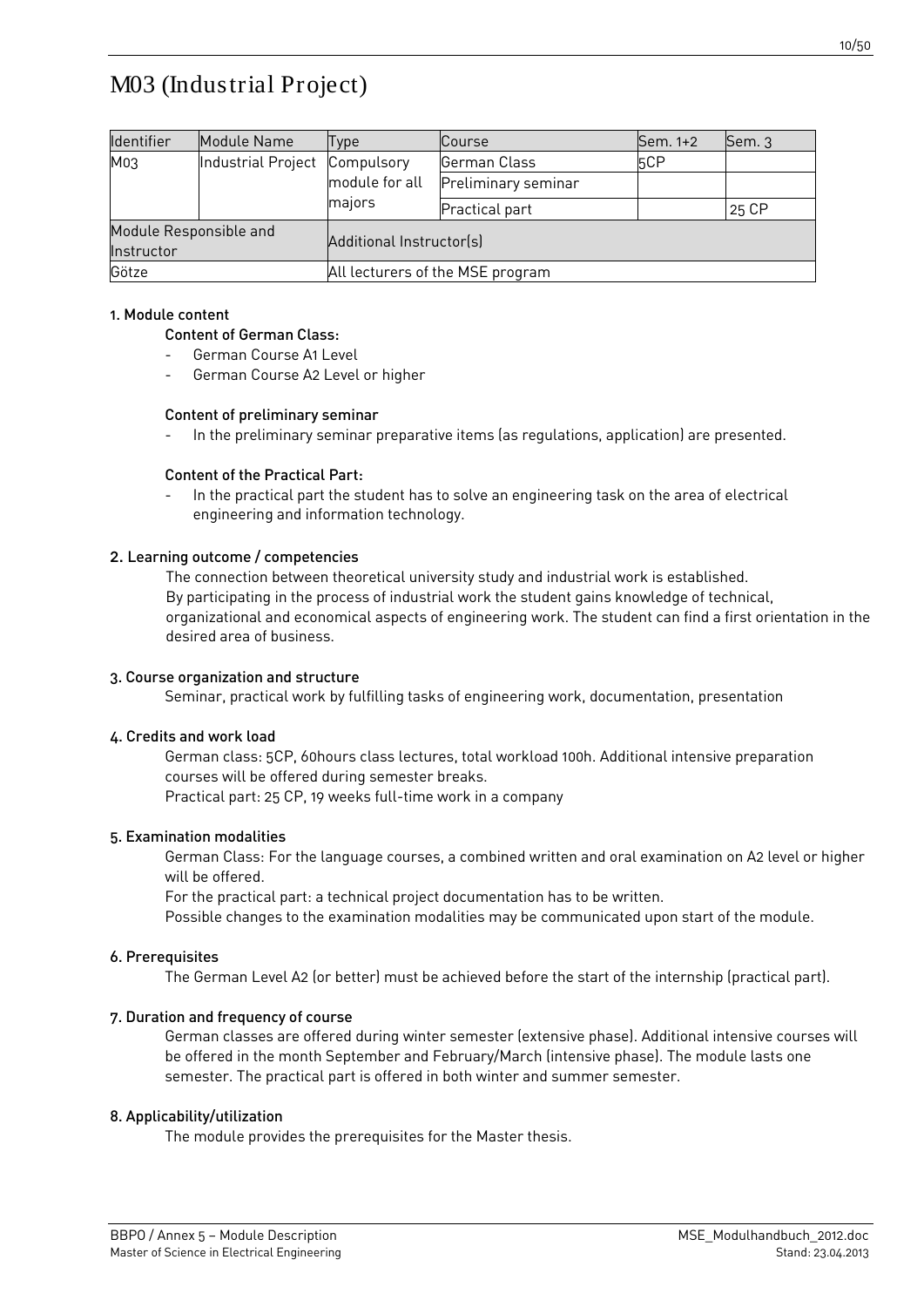# M03 (Industrial Project)

| Identifier | Module Name | Type | Course | Sem. 1+2 | Sem. 3 |
|---|---|---|---|---|---|
| M03 | Industrial Project | Compulsory module for all majors | German Class | 5CP | |
| | | | Preliminary seminar | | |
| | | | Practical part | | 25 CP |
| Module Responsible and Instructor | | Additional Instructor(s) | | | |
| Götze | | All lecturers of the MSE program | | | |

## 1. Module content

### Content of German Class:

- German Course A1 Level
- German Course A2 Level or higher

### Content of preliminary seminar

- In the preliminary seminar preparative items (as regulations, application) are presented.

### Content of the Practical Part:

- In the practical part the student has to solve an engineering task on the area of electrical engineering and information technology.

## 2. Learning outcome / competencies

The connection between theoretical university study and industrial work is established.
By participating in the process of industrial work the student gains knowledge of technical, organizational and economical aspects of engineering work. The student can find a first orientation in the desired area of business.

## 3. Course organization and structure

Seminar, practical work by fulfilling tasks of engineering work, documentation, presentation

## 4. Credits and work load

German class: 5CP, 60hours class lectures, total workload 100h. Additional intensive preparation courses will be offered during semester breaks.
Practical part: 25 CP, 19 weeks full-time work in a company

## 5. Examination modalities

German Class: For the language courses, a combined written and oral examination on A2 level or higher will be offered.
For the practical part: a technical project documentation has to be written.
Possible changes to the examination modalities may be communicated upon start of the module.

## 6. Prerequisites

The German Level A2 (or better) must be achieved before the start of the internship (practical part).

## 7. Duration and frequency of course

German classes are offered during winter semester (extensive phase). Additional intensive courses will be offered in the month September and February/March (intensive phase). The module lasts one semester. The practical part is offered in both winter and summer semester.

## 8. Applicability/utilization

The module provides the prerequisites for the Master thesis.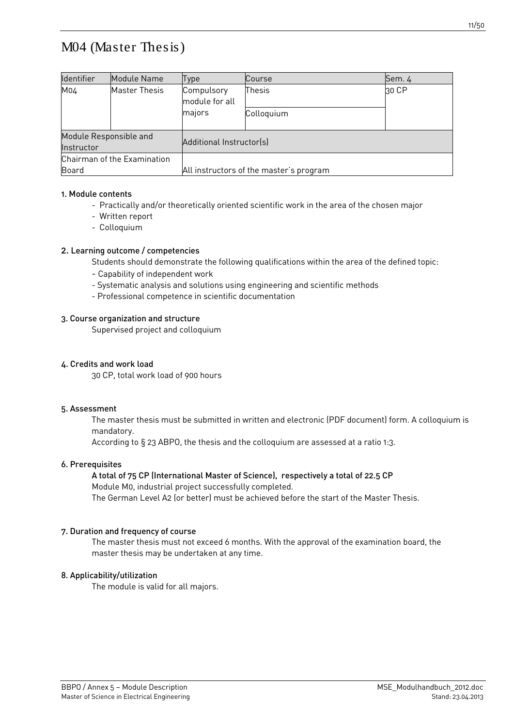# M04 (Master Thesis)

| Identifier | Module Name | Type | Course | Sem. 4 |
|---|---|---|---|---|
| M04 | Master Thesis | Compulsory module for all majors | Thesis | 30 CP |
| | | | Colloquium | |
| Module Responsible and Instructor | | Additional Instructor(s) | | |
| Chairman of the Examination Board | | All instructors of the master's program | | |

### 1. Module contents

- Practically and/or theoretically oriented scientific work in the area of the chosen major
- Written report
- Colloquium

### 2. Learning outcome / competencies

Students should demonstrate the following qualifications within the area of the defined topic:

- Capability of independent work
- Systematic analysis and solutions using engineering and scientific methods
- Professional competence in scientific documentation

### 3. Course organization and structure

Supervised project and colloquium

### 4. Credits and work load

30 CP, total work load of 900 hours

### 5. Assessment

The master thesis must be submitted in written and electronic (PDF document) form. A colloquium is mandatory.

According to § 23 ABPO, the thesis and the colloquium are assessed at a ratio 1:3.

### 6. Prerequisites

**A total of 75 CP (International Master of Science), respectively a total of 22.5 CP**

Module M0, industrial project successfully completed.

The German Level A2 (or better) must be achieved before the start of the Master Thesis.

### 7. Duration and frequency of course

The master thesis must not exceed 6 months. With the approval of the examination board, the master thesis may be undertaken at any time.

### 8. Applicability/utilization

The module is valid for all majors.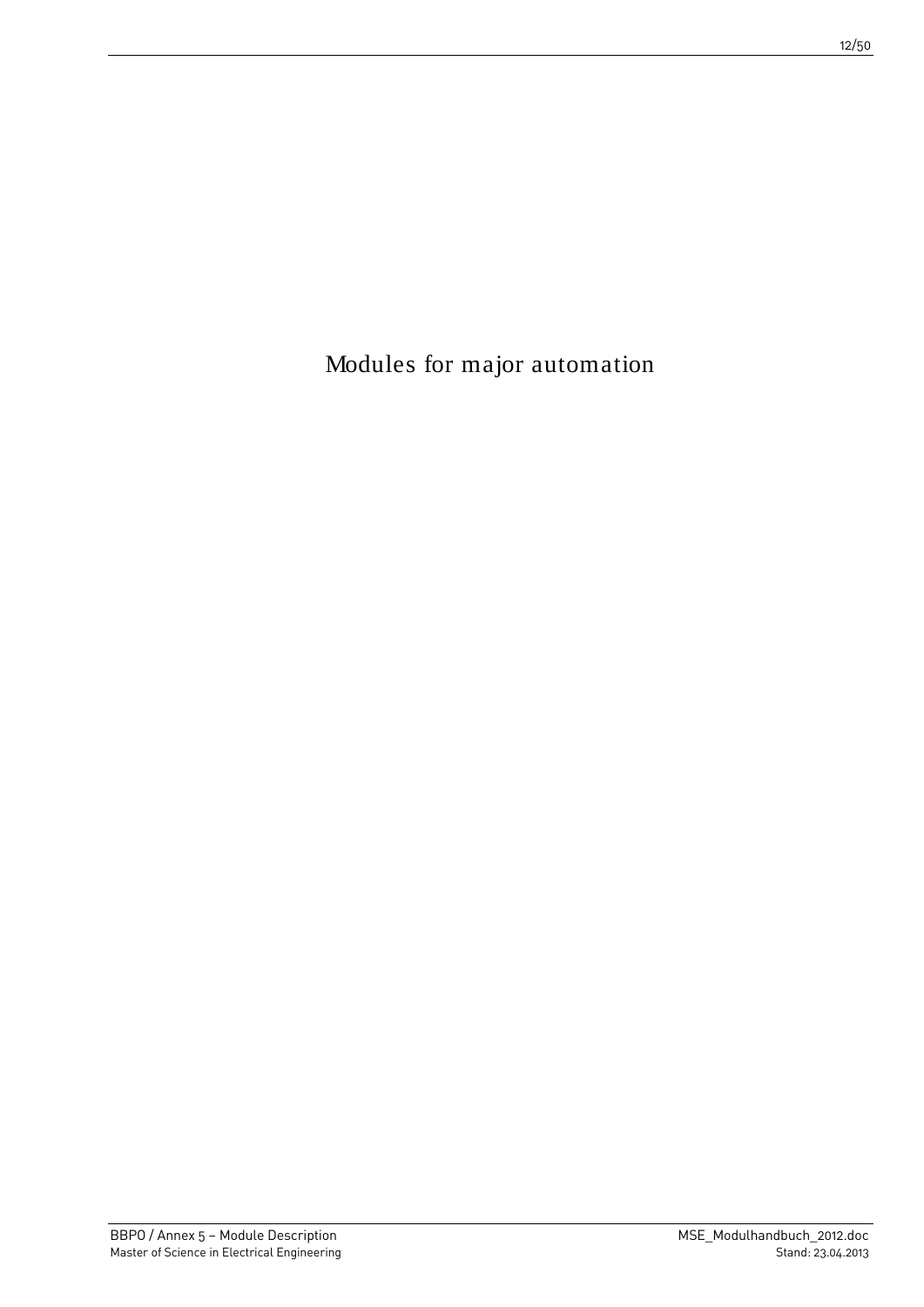# Modules for major automation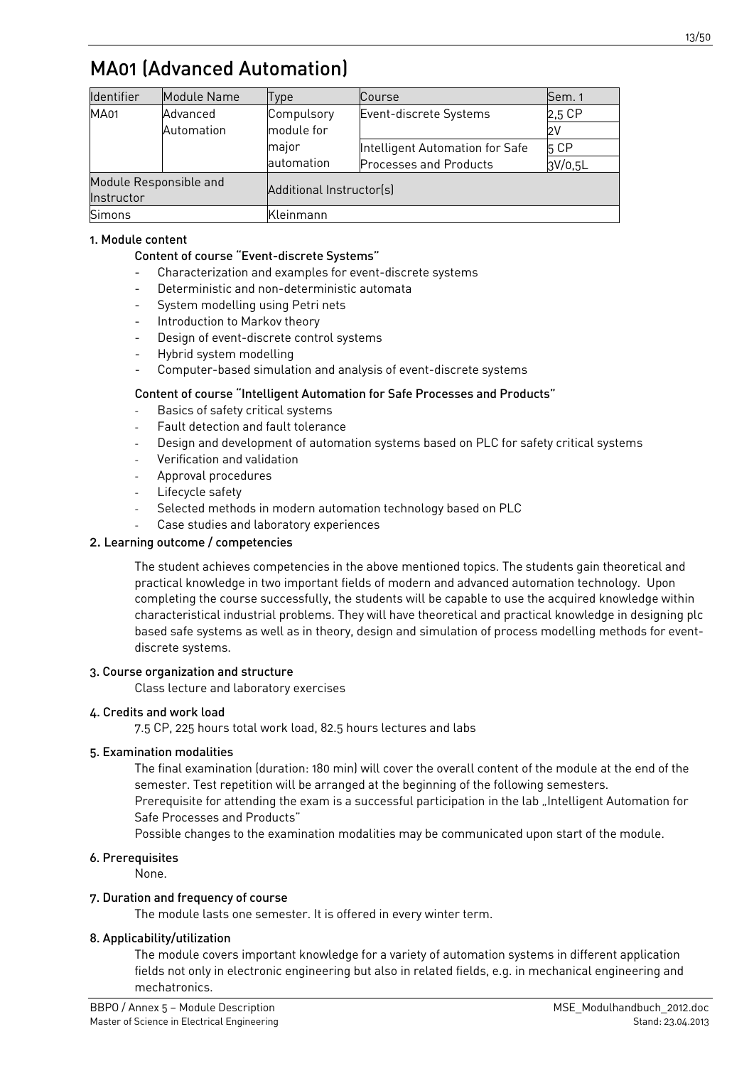# MA01 (Advanced Automation)

| Identifier | Module Name | Type | Course | Sem. 1 |
|---|---|---|---|---|
| MA01 | Advanced Automation | Compulsory module for major automation | Event-discrete Systems | 2,5 CP<br>2V |
| | | | Intelligent Automation for Safe Processes and Products | 5 CP<br>3V/0,5L |
| Module Responsible and Instructor | | Additional Instructor(s) | | |
| Simons | | Kleinmann | | |

### 1. Module content

#### Content of course "Event-discrete Systems"

- Characterization and examples for event-discrete systems
- Deterministic and non-deterministic automata
- System modelling using Petri nets
- Introduction to Markov theory
- Design of event-discrete control systems
- Hybrid system modelling
- Computer-based simulation and analysis of event-discrete systems

#### Content of course "Intelligent Automation for Safe Processes and Products"

- Basics of safety critical systems
- Fault detection and fault tolerance
- Design and development of automation systems based on PLC for safety critical systems
- Verification and validation
- Approval procedures
- Lifecycle safety
- Selected methods in modern automation technology based on PLC
- Case studies and laboratory experiences

### 2. Learning outcome / competencies

The student achieves competencies in the above mentioned topics. The students gain theoretical and practical knowledge in two important fields of modern and advanced automation technology. Upon completing the course successfully, the students will be capable to use the acquired knowledge within characteristical industrial problems. They will have theoretical and practical knowledge in designing plc based safe systems as well as in theory, design and simulation of process modelling methods for event-discrete systems.

### 3. Course organization and structure

Class lecture and laboratory exercises

### 4. Credits and work load

7.5 CP, 225 hours total work load, 82.5 hours lectures and labs

### 5. Examination modalities

The final examination (duration: 180 min) will cover the overall content of the module at the end of the semester. Test repetition will be arranged at the beginning of the following semesters.
Prerequisite for attending the exam is a successful participation in the lab „Intelligent Automation for Safe Processes and Products"
Possible changes to the examination modalities may be communicated upon start of the module.

### 6. Prerequisites

None.

### 7. Duration and frequency of course

The module lasts one semester. It is offered in every winter term.

### 8. Applicability/utilization

The module covers important knowledge for a variety of automation systems in different application fields not only in electronic engineering but also in related fields, e.g. in mechanical engineering and mechatronics.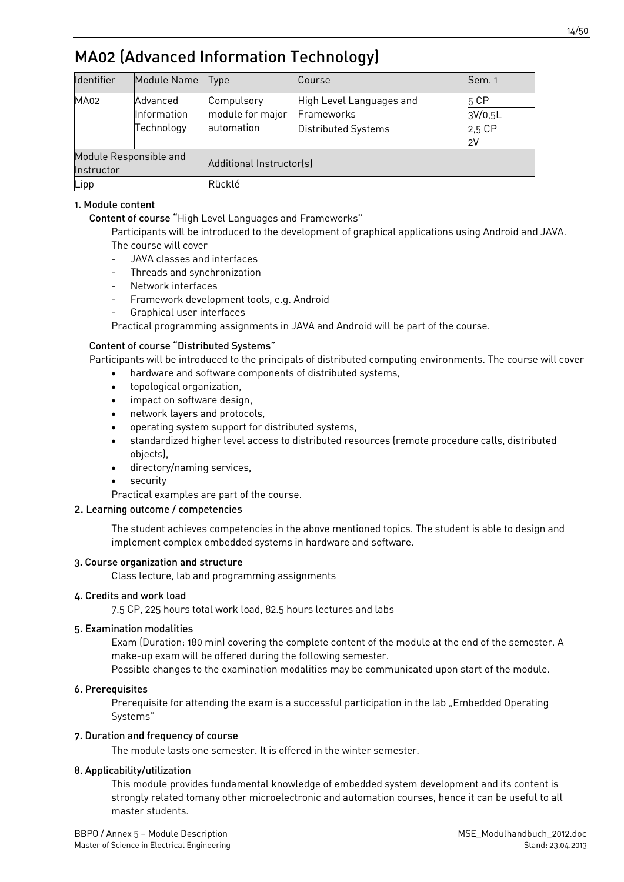# MA02 (Advanced Information Technology)

| Identifier | Module Name | Type | Course | Sem. 1 |
|---|---|---|---|---|
| MA02 | Advanced Information Technology | Compulsory module for major automation | High Level Languages and Frameworks | 5 CP |
| | | | | 3V/0,5L |
| | | | Distributed Systems | 2,5 CP |
| | | | | 2V |
| Module Responsible and Instructor | | Additional Instructor(s) | | |
| Lipp | | Rücklé | | |

### 1. Module content

**Content of course** "High Level Languages and Frameworks"

Participants will be introduced to the development of graphical applications using Android and JAVA. The course will cover

- JAVA classes and interfaces
- Threads and synchronization
- Network interfaces
- Framework development tools, e.g. Android
- Graphical user interfaces

Practical programming assignments in JAVA and Android will be part of the course.

**Content of course "Distributed Systems"**

Participants will be introduced to the principals of distributed computing environments. The course will cover

- hardware and software components of distributed systems,
- topological organization,
- impact on software design,
- network layers and protocols,
- operating system support for distributed systems,
- standardized higher level access to distributed resources (remote procedure calls, distributed objects),
- directory/naming services,
- security

Practical examples are part of the course.

### 2. Learning outcome / competencies

The student achieves competencies in the above mentioned topics. The student is able to design and implement complex embedded systems in hardware and software.

### 3. Course organization and structure

Class lecture, lab and programming assignments

### 4. Credits and work load

7.5 CP, 225 hours total work load, 82.5 hours lectures and labs

### 5. Examination modalities

Exam (Duration: 180 min) covering the complete content of the module at the end of the semester. A make-up exam will be offered during the following semester.

Possible changes to the examination modalities may be communicated upon start of the module.

### 6. Prerequisites

Prerequisite for attending the exam is a successful participation in the lab „Embedded Operating Systems"

### 7. Duration and frequency of course

The module lasts one semester. It is offered in the winter semester.

### 8. Applicability/utilization

This module provides fundamental knowledge of embedded system development and its content is strongly related tomany other microelectronic and automation courses, hence it can be useful to all master students.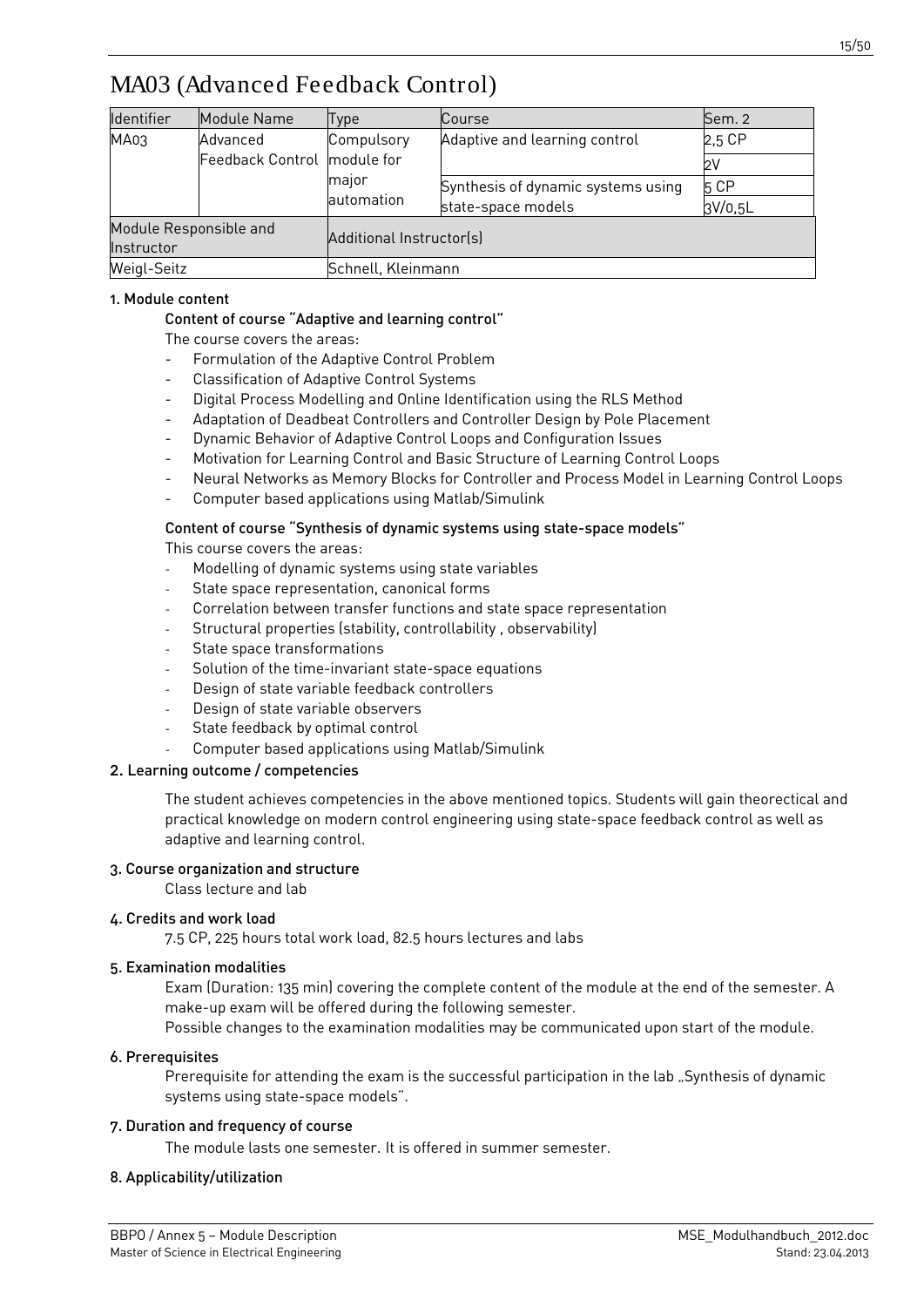# MA03 (Advanced Feedback Control)

| Identifier | Module Name | Type | Course | Sem. 2 |
|---|---|---|---|---|
| MA03 | Advanced Feedback Control | Compulsory module for major automation | Adaptive and learning control | 2,5 CP |
| | | | | 2V |
| | | | Synthesis of dynamic systems using state-space models | 5 CP |
| | | | | 3V/0,5L |
| Module Responsible and Instructor | | Additional Instructor(s) | | |
| Weigl-Seitz | | Schnell, Kleinmann | | |

### 1. Module content

**Content of course "Adaptive and learning control"**

The course covers the areas:

- Formulation of the Adaptive Control Problem
- Classification of Adaptive Control Systems
- Digital Process Modelling and Online Identification using the RLS Method
- Adaptation of Deadbeat Controllers and Controller Design by Pole Placement
- Dynamic Behavior of Adaptive Control Loops and Configuration Issues
- Motivation for Learning Control and Basic Structure of Learning Control Loops
- Neural Networks as Memory Blocks for Controller and Process Model in Learning Control Loops
- Computer based applications using Matlab/Simulink

**Content of course "Synthesis of dynamic systems using state-space models"**

This course covers the areas:

- Modelling of dynamic systems using state variables
- State space representation, canonical forms
- Correlation between transfer functions and state space representation
- Structural properties (stability, controllability , observability)
- State space transformations
- Solution of the time-invariant state-space equations
- Design of state variable feedback controllers
- Design of state variable observers
- State feedback by optimal control
- Computer based applications using Matlab/Simulink

### 2. Learning outcome / competencies

The student achieves competencies in the above mentioned topics. Students will gain theorectical and practical knowledge on modern control engineering using state-space feedback control as well as adaptive and learning control.

### 3. Course organization and structure

Class lecture and lab

### 4. Credits and work load

7.5 CP, 225 hours total work load, 82.5 hours lectures and labs

### 5. Examination modalities

Exam (Duration: 135 min) covering the complete content of the module at the end of the semester. A make-up exam will be offered during the following semester.

Possible changes to the examination modalities may be communicated upon start of the module.

### 6. Prerequisites

Prerequisite for attending the exam is the successful participation in the lab „Synthesis of dynamic systems using state-space models".

### 7. Duration and frequency of course

The module lasts one semester. It is offered in summer semester.

### 8. Applicability/utilization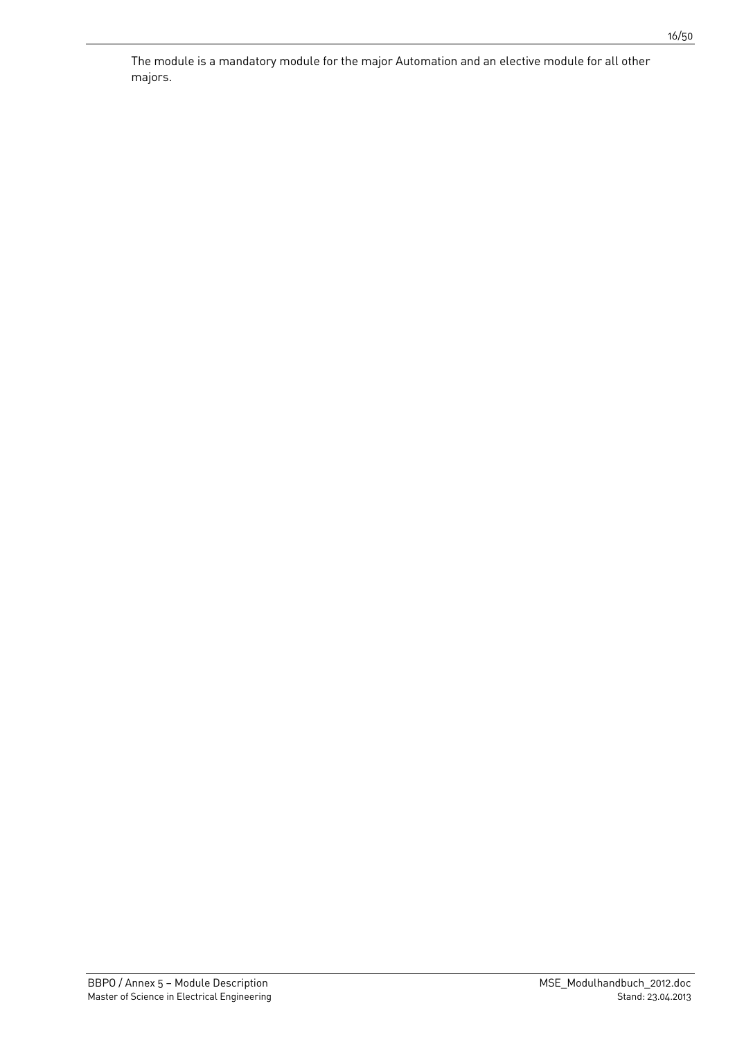The module is a mandatory module for the major Automation and an elective module for all other majors.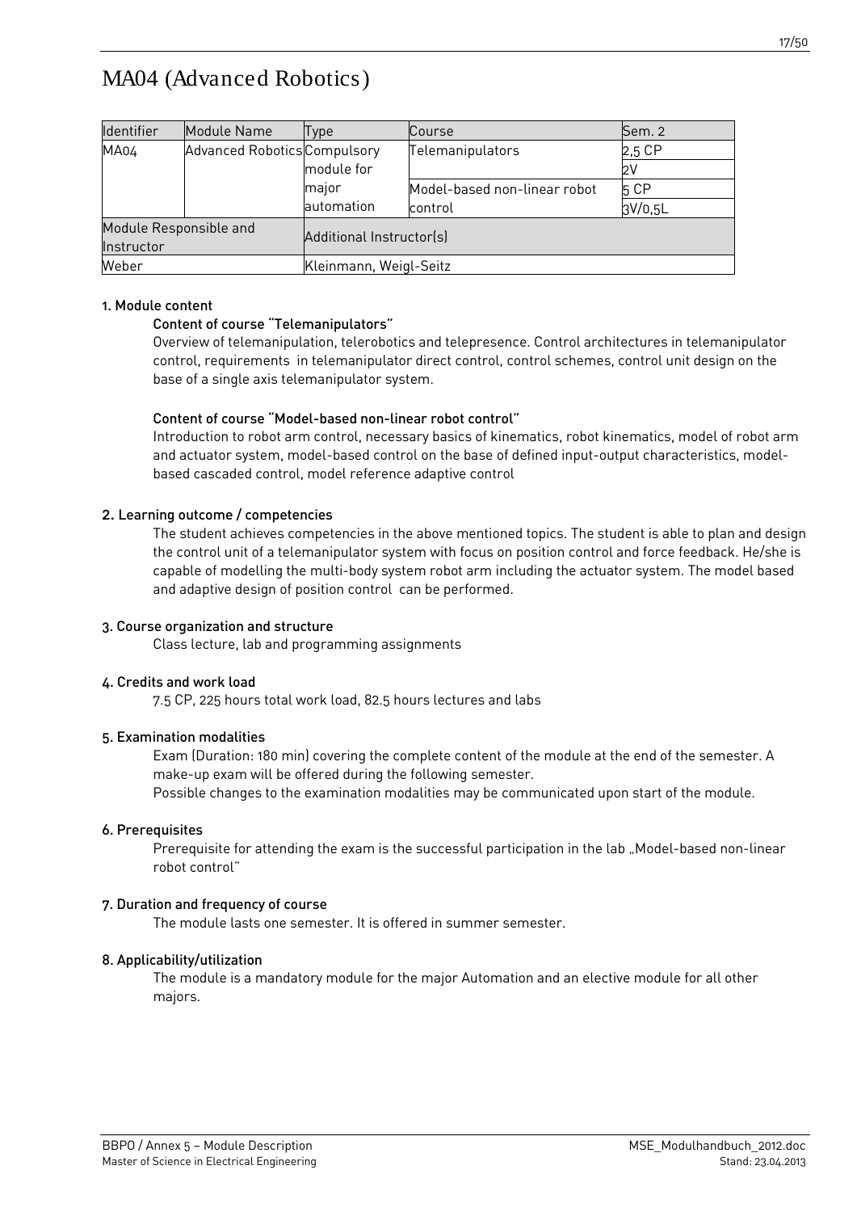# MA04 (Advanced Robotics)

| Identifier | Module Name | Type | Course | Sem. 2 |
|---|---|---|---|---|
| MA04 | Advanced Robotics | Compulsory module for major automation | Telemanipulators | 2,5 CP |
| | | | | 2V |
| | | | Model-based non-linear robot control | 5 CP |
| | | | | 3V/0,5L |
| Module Responsible and Instructor | | Additional Instructor(s) | | |
| Weber | | Kleinmann, Weigl-Seitz | | |

### 1. Module content

**Content of course "Telemanipulators"**

Overview of telemanipulation, telerobotics and telepresence. Control architectures in telemanipulator control, requirements in telemanipulator direct control, control schemes, control unit design on the base of a single axis telemanipulator system.

**Content of course "Model-based non-linear robot control"**

Introduction to robot arm control, necessary basics of kinematics, robot kinematics, model of robot arm and actuator system, model-based control on the base of defined input-output characteristics, model-based cascaded control, model reference adaptive control

### 2. Learning outcome / competencies

The student achieves competencies in the above mentioned topics. The student is able to plan and design the control unit of a telemanipulator system with focus on position control and force feedback. He/she is capable of modelling the multi-body system robot arm including the actuator system. The model based and adaptive design of position control can be performed.

### 3. Course organization and structure

Class lecture, lab and programming assignments

### 4. Credits and work load

7.5 CP, 225 hours total work load, 82.5 hours lectures and labs

### 5. Examination modalities

Exam (Duration: 180 min) covering the complete content of the module at the end of the semester. A make-up exam will be offered during the following semester.

Possible changes to the examination modalities may be communicated upon start of the module.

### 6. Prerequisites

Prerequisite for attending the exam is the successful participation in the lab „Model-based non-linear robot control"

### 7. Duration and frequency of course

The module lasts one semester. It is offered in summer semester.

### 8. Applicability/utilization

The module is a mandatory module for the major Automation and an elective module for all other majors.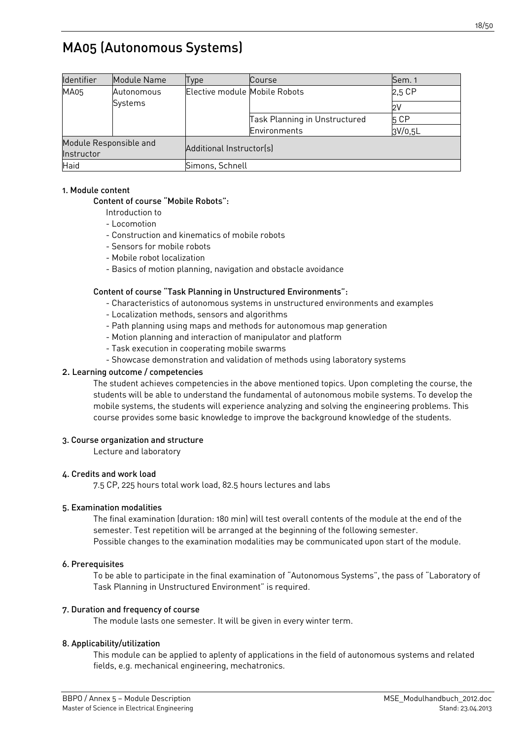# MA05 (Autonomous Systems)

| Identifier | Module Name | Type | Course | Sem. 1 |
|---|---|---|---|---|
| MA05 | Autonomous Systems | Elective module | Mobile Robots | 2,5 CP |
| | | | | 2V |
| | | | Task Planning in Unstructured Environments | 5 CP |
| | | | | 3V/0,5L |
| Module Responsible and Instructor | | Additional Instructor(s) | | |
| Haid | | Simons, Schnell | | |

**1. Module content**

**Content of course "Mobile Robots":**

Introduction to

- Locomotion
- Construction and kinematics of mobile robots
- Sensors for mobile robots
- Mobile robot localization
- Basics of motion planning, navigation and obstacle avoidance

**Content of course "Task Planning in Unstructured Environments":**

- Characteristics of autonomous systems in unstructured environments and examples
- Localization methods, sensors and algorithms
- Path planning using maps and methods for autonomous map generation
- Motion planning and interaction of manipulator and platform
- Task execution in cooperating mobile swarms
- Showcase demonstration and validation of methods using laboratory systems

**2. Learning outcome / competencies**

The student achieves competencies in the above mentioned topics. Upon completing the course, the students will be able to understand the fundamental of autonomous mobile systems. To develop the mobile systems, the students will experience analyzing and solving the engineering problems. This course provides some basic knowledge to improve the background knowledge of the students.

**3. Course organization and structure**

Lecture and laboratory

**4. Credits and work load**

7.5 CP, 225 hours total work load, 82.5 hours lectures and labs

**5. Examination modalities**

The final examination (duration: 180 min) will test overall contents of the module at the end of the semester. Test repetition will be arranged at the beginning of the following semester.
Possible changes to the examination modalities may be communicated upon start of the module.

**6. Prerequisites**

To be able to participate in the final examination of "Autonomous Systems", the pass of "Laboratory of Task Planning in Unstructured Environment" is required.

**7. Duration and frequency of course**

The module lasts one semester. It will be given in every winter term.

**8. Applicability/utilization**

This module can be applied to aplenty of applications in the field of autonomous systems and related fields, e.g. mechanical engineering, mechatronics.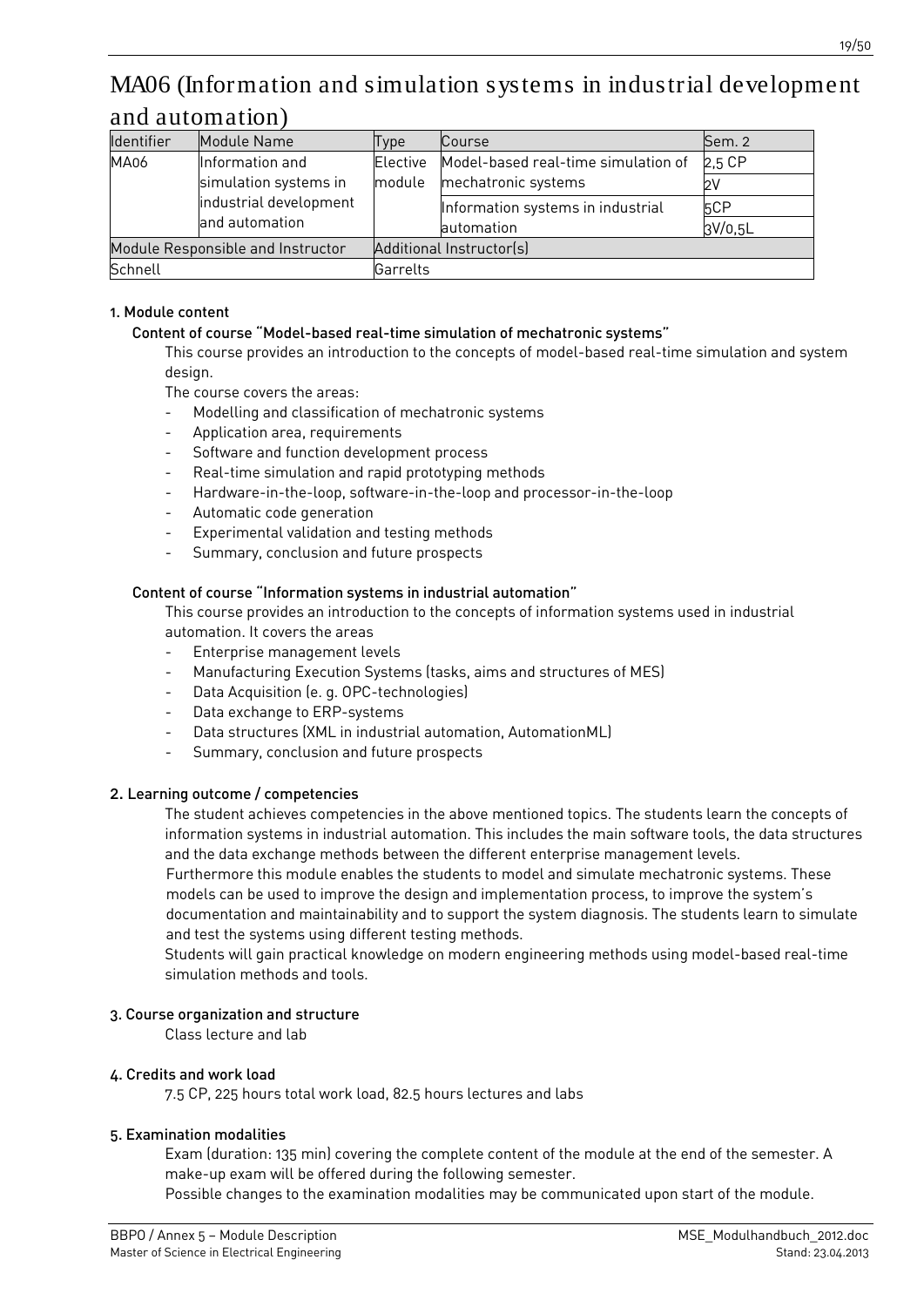# MA06 (Information and simulation systems in industrial development and automation)

| Identifier | Module Name | Type | Course | Sem. 2 |
|---|---|---|---|---|
| MA06 | Information and simulation systems in industrial development and automation | Elective module | Model-based real-time simulation of mechatronic systems | 2,5 CP |
| | | | | 2V |
| | | | Information systems in industrial automation | 5CP |
| | | | | 3V/0,5L |
| Module Responsible and Instructor | | Additional Instructor(s) | | |
| Schnell | | Garrelts | | |

### 1. Module content

#### Content of course "Model-based real-time simulation of mechatronic systems"

This course provides an introduction to the concepts of model-based real-time simulation and system design.

The course covers the areas:

- Modelling and classification of mechatronic systems
- Application area, requirements
- Software and function development process
- Real-time simulation and rapid prototyping methods
- Hardware-in-the-loop, software-in-the-loop and processor-in-the-loop
- Automatic code generation
- Experimental validation and testing methods
- Summary, conclusion and future prospects

#### Content of course "Information systems in industrial automation"

This course provides an introduction to the concepts of information systems used in industrial automation. It covers the areas

- Enterprise management levels
- Manufacturing Execution Systems (tasks, aims and structures of MES)
- Data Acquisition (e. g. OPC-technologies)
- Data exchange to ERP-systems
- Data structures (XML in industrial automation, AutomationML)
- Summary, conclusion and future prospects

### 2. Learning outcome / competencies

The student achieves competencies in the above mentioned topics. The students learn the concepts of information systems in industrial automation. This includes the main software tools, the data structures and the data exchange methods between the different enterprise management levels.

Furthermore this module enables the students to model and simulate mechatronic systems. These models can be used to improve the design and implementation process, to improve the system's documentation and maintainability and to support the system diagnosis. The students learn to simulate and test the systems using different testing methods.

Students will gain practical knowledge on modern engineering methods using model-based real-time simulation methods and tools.

### 3. Course organization and structure

Class lecture and lab

### 4. Credits and work load

7.5 CP, 225 hours total work load, 82.5 hours lectures and labs

### 5. Examination modalities

Exam (duration: 135 min) covering the complete content of the module at the end of the semester. A make-up exam will be offered during the following semester.

Possible changes to the examination modalities may be communicated upon start of the module.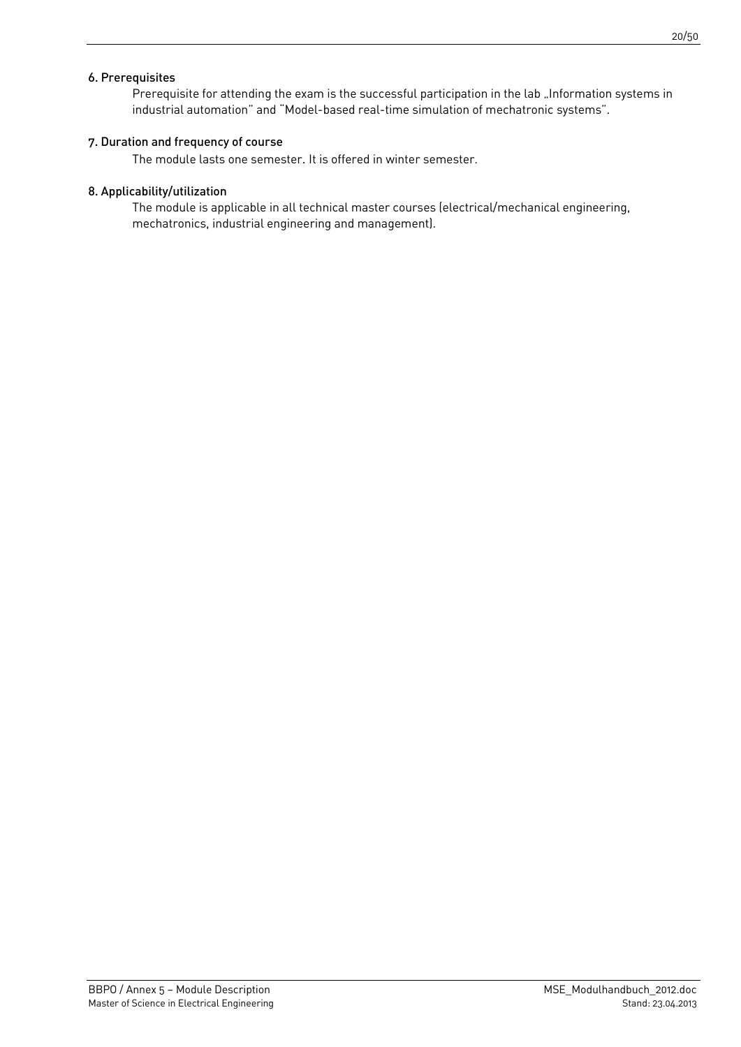### 6. Prerequisites

Prerequisite for attending the exam is the successful participation in the lab „Information systems in industrial automation" and "Model-based real-time simulation of mechatronic systems".

### 7. Duration and frequency of course

The module lasts one semester. It is offered in winter semester.

### 8. Applicability/utilization

The module is applicable in all technical master courses (electrical/mechanical engineering, mechatronics, industrial engineering and management).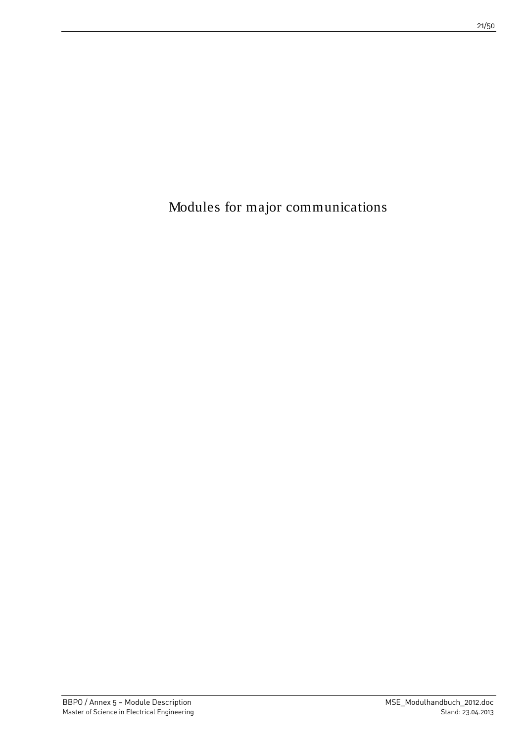# Modules for major communications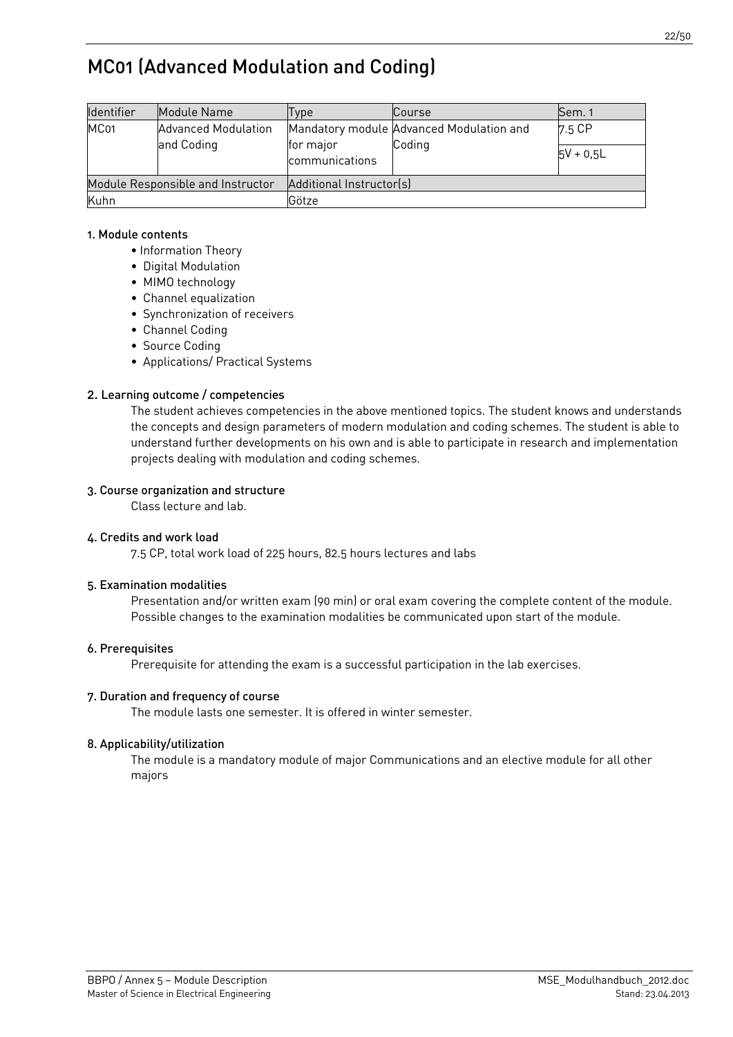# MC01 (Advanced Modulation and Coding)

| Identifier | Module Name | Type | Course | Sem. 1 |
|---|---|---|---|---|
| MC01 | Advanced Modulation and Coding | Mandatory module for major communications | Advanced Modulation and Coding | 7.5 CP |
| | | | | 5V + 0,5L |
| Module Responsible and Instructor | | Additional Instructor(s) | | |
| Kuhn | | Götze | | |

### 1. Module contents

- Information Theory
- Digital Modulation
- MIMO technology
- Channel equalization
- Synchronization of receivers
- Channel Coding
- Source Coding
- Applications/ Practical Systems

### 2. Learning outcome / competencies

The student achieves competencies in the above mentioned topics. The student knows and understands the concepts and design parameters of modern modulation and coding schemes. The student is able to understand further developments on his own and is able to participate in research and implementation projects dealing with modulation and coding schemes.

### 3. Course organization and structure

Class lecture and lab.

### 4. Credits and work load

7.5 CP, total work load of 225 hours, 82.5 hours lectures and labs

### 5. Examination modalities

Presentation and/or written exam (90 min) or oral exam covering the complete content of the module. Possible changes to the examination modalities be communicated upon start of the module.

### 6. Prerequisites

Prerequisite for attending the exam is a successful participation in the lab exercises.

### 7. Duration and frequency of course

The module lasts one semester. It is offered in winter semester.

### 8. Applicability/utilization

The module is a mandatory module of major Communications and an elective module for all other majors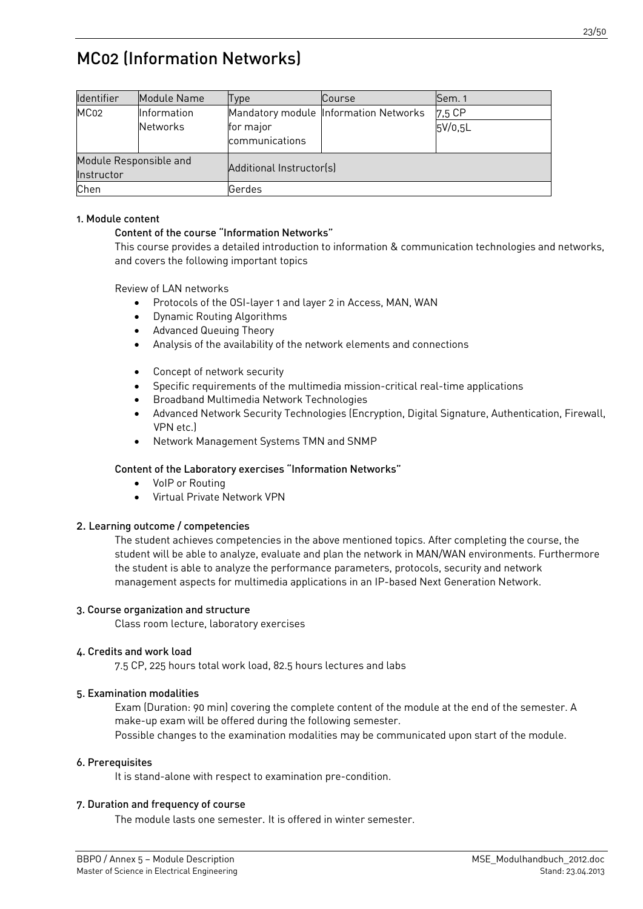# MC02 (Information Networks)

| Identifier | Module Name | Type | Course | Sem. 1 |
|---|---|---|---|---|
| MC02 | Information Networks | Mandatory module for major communications | Information Networks | 7,5 CP<br>5V/0,5L |
| Module Responsible and Instructor | | Additional Instructor(s) | | |
| Chen | | Gerdes | | |

### 1. Module content

#### Content of the course "Information Networks"

This course provides a detailed introduction to information & communication technologies and networks, and covers the following important topics

Review of LAN networks

- Protocols of the OSI-layer 1 and layer 2 in Access, MAN, WAN
- Dynamic Routing Algorithms
- Advanced Queuing Theory
- Analysis of the availability of the network elements and connections

- Concept of network security
- Specific requirements of the multimedia mission-critical real-time applications
- Broadband Multimedia Network Technologies
- Advanced Network Security Technologies (Encryption, Digital Signature, Authentication, Firewall, VPN etc.)
- Network Management Systems TMN and SNMP

#### Content of the Laboratory exercises "Information Networks"

- VoIP or Routing
- Virtual Private Network VPN

### 2. Learning outcome / competencies

The student achieves competencies in the above mentioned topics. After completing the course, the student will be able to analyze, evaluate and plan the network in MAN/WAN environments. Furthermore the student is able to analyze the performance parameters, protocols, security and network management aspects for multimedia applications in an IP-based Next Generation Network.

### 3. Course organization and structure

Class room lecture, laboratory exercises

### 4. Credits and work load

7.5 CP, 225 hours total work load, 82.5 hours lectures and labs

### 5. Examination modalities

Exam (Duration: 90 min) covering the complete content of the module at the end of the semester. A make-up exam will be offered during the following semester.

Possible changes to the examination modalities may be communicated upon start of the module.

### 6. Prerequisites

It is stand-alone with respect to examination pre-condition.

### 7. Duration and frequency of course

The module lasts one semester. It is offered in winter semester.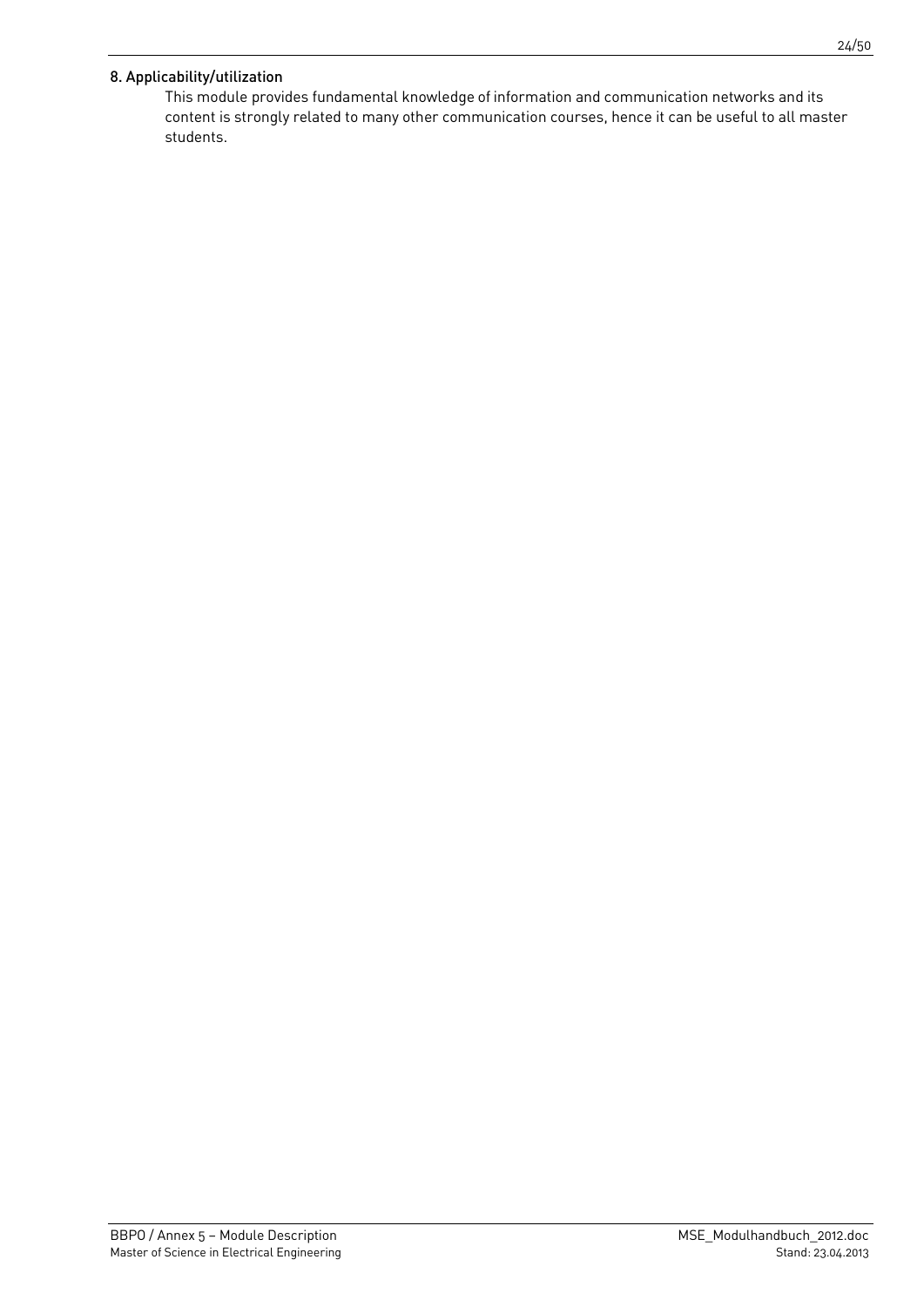8. Applicability/utilization

This module provides fundamental knowledge of information and communication networks and its content is strongly related to many other communication courses, hence it can be useful to all master students.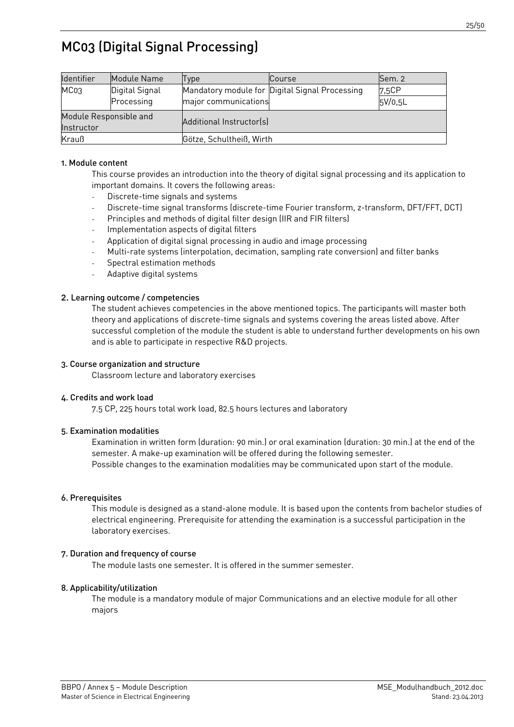# MC03 (Digital Signal Processing)

| Identifier | Module Name | Type | Course | Sem. 2 |
|---|---|---|---|---|
| MC03 | Digital Signal Processing | Mandatory module for major communications | Digital Signal Processing | 7,5CP |
| | | | | 5V/0,5L |
| Module Responsible and Instructor | | Additional Instructor(s) | | |
| Krauß | | Götze, Schultheiß, Wirth | | |

### 1. Module content

This course provides an introduction into the theory of digital signal processing and its application to important domains. It covers the following areas:

- Discrete-time signals and systems
- Discrete-time signal transforms (discrete-time Fourier transform, z-transform, DFT/FFT, DCT)
- Principles and methods of digital filter design (IIR and FIR filters)
- Implementation aspects of digital filters
- Application of digital signal processing in audio and image processing
- Multi-rate systems (interpolation, decimation, sampling rate conversion) and filter banks
- Spectral estimation methods
- Adaptive digital systems

### 2. Learning outcome / competencies

The student achieves competencies in the above mentioned topics. The participants will master both theory and applications of discrete-time signals and systems covering the areas listed above. After successful completion of the module the student is able to understand further developments on his own and is able to participate in respective R&D projects.

### 3. Course organization and structure

Classroom lecture and laboratory exercises

### 4. Credits and work load

7.5 CP, 225 hours total work load, 82.5 hours lectures and laboratory

### 5. Examination modalities

Examination in written form (duration: 90 min.) or oral examination (duration: 30 min.) at the end of the semester. A make-up examination will be offered during the following semester.
Possible changes to the examination modalities may be communicated upon start of the module.

### 6. Prerequisites

This module is designed as a stand-alone module. It is based upon the contents from bachelor studies of electrical engineering. Prerequisite for attending the examination is a successful participation in the laboratory exercises.

### 7. Duration and frequency of course

The module lasts one semester. It is offered in the summer semester.

### 8. Applicability/utilization

The module is a mandatory module of major Communications and an elective module for all other majors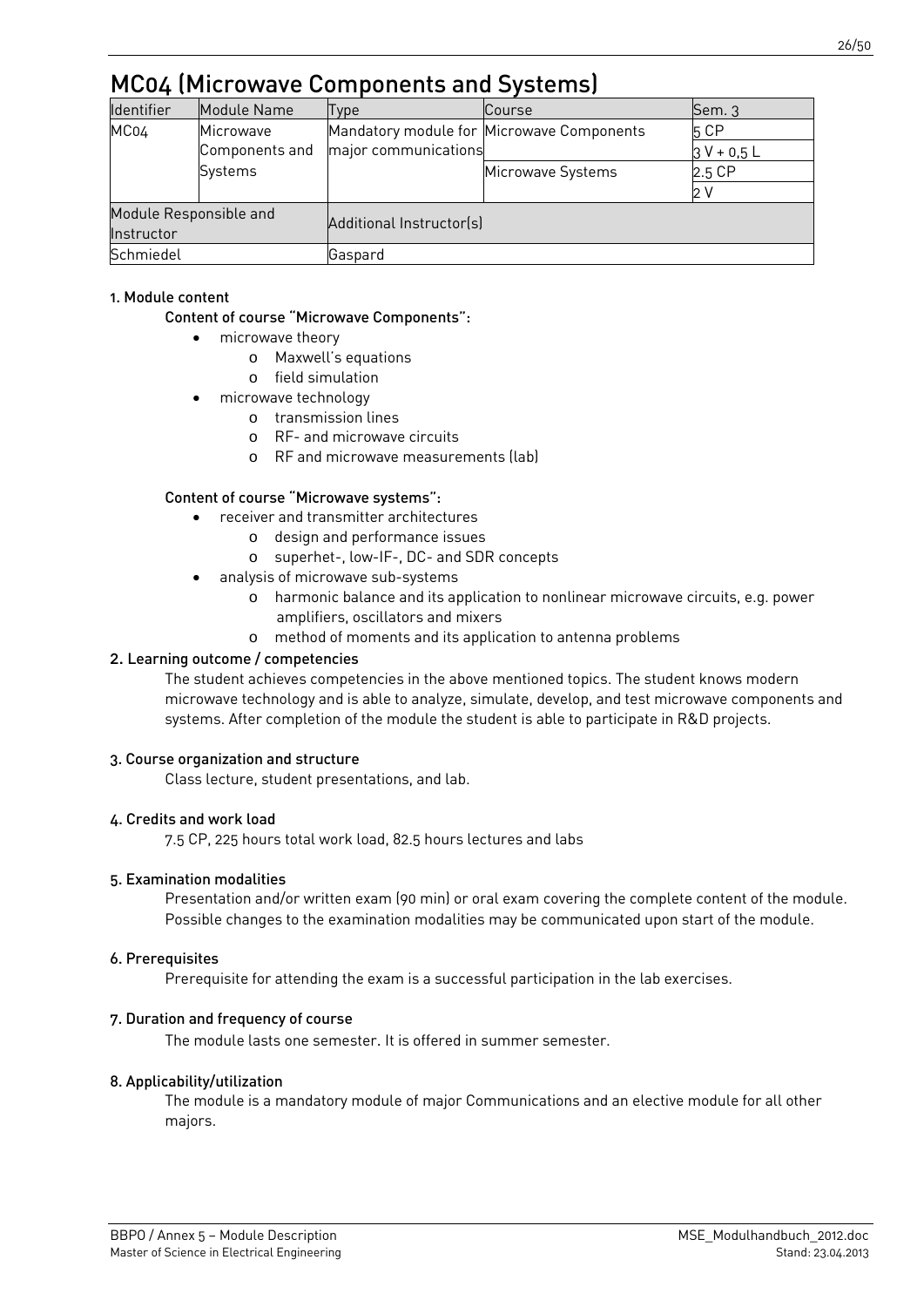# MC04 (Microwave Components and Systems)

| Identifier | Module Name | Type | Course | Sem. 3 |
|---|---|---|---|---|
| MC04 | Microwave Components and Systems | Mandatory module for major communications | Microwave Components | 5 CP |
| | | | | 3 V + 0,5 L |
| | | | Microwave Systems | 2.5 CP |
| | | | | 2 V |
| Module Responsible and Instructor | | Additional Instructor(s) | | |
| Schmiedel | | Gaspard | | |

### 1. Module content

**Content of course "Microwave Components":**

- microwave theory
  - Maxwell's equations
  - field simulation
- microwave technology
  - transmission lines
  - RF- and microwave circuits
  - RF and microwave measurements (lab)

**Content of course "Microwave systems":**

- receiver and transmitter architectures
  - design and performance issues
  - superhet-, low-IF-, DC- and SDR concepts
- analysis of microwave sub-systems
  - harmonic balance and its application to nonlinear microwave circuits, e.g. power amplifiers, oscillators and mixers
  - method of moments and its application to antenna problems

### 2. Learning outcome / competencies

The student achieves competencies in the above mentioned topics. The student knows modern microwave technology and is able to analyze, simulate, develop, and test microwave components and systems. After completion of the module the student is able to participate in R&D projects.

### 3. Course organization and structure

Class lecture, student presentations, and lab.

### 4. Credits and work load

7.5 CP, 225 hours total work load, 82.5 hours lectures and labs

### 5. Examination modalities

Presentation and/or written exam (90 min) or oral exam covering the complete content of the module. Possible changes to the examination modalities may be communicated upon start of the module.

### 6. Prerequisites

Prerequisite for attending the exam is a successful participation in the lab exercises.

### 7. Duration and frequency of course

The module lasts one semester. It is offered in summer semester.

### 8. Applicability/utilization

The module is a mandatory module of major Communications and an elective module for all other majors.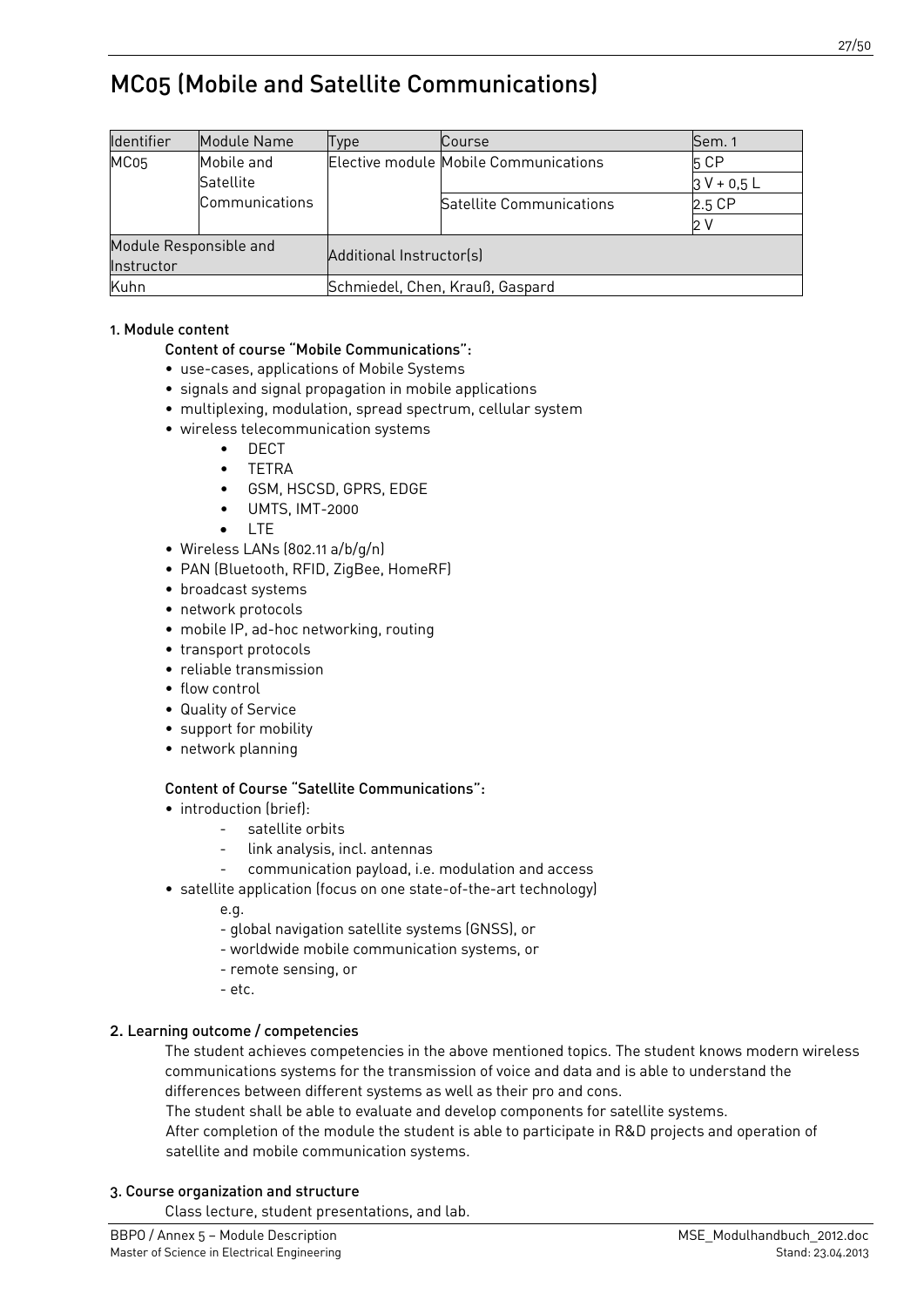# MC05 (Mobile and Satellite Communications)

| Identifier | Module Name | Type | Course | Sem. 1 |
|---|---|---|---|---|
| MC05 | Mobile and Satellite Communications | Elective module | Mobile Communications | 5 CP |
| | | | | 3 V + 0,5 L |
| | | | Satellite Communications | 2.5 CP |
| | | | | 2 V |
| Module Responsible and Instructor | | Additional Instructor(s) | | |
| Kuhn | | Schmiedel, Chen, Krauß, Gaspard | | |

### 1. Module content

**Content of course "Mobile Communications":**

- use-cases, applications of Mobile Systems
- signals and signal propagation in mobile applications
- multiplexing, modulation, spread spectrum, cellular system
- wireless telecommunication systems
  - DECT
  - TETRA
  - GSM, HSCSD, GPRS, EDGE
  - UMTS, IMT-2000
  - LTE
- Wireless LANs (802.11 a/b/g/n)
- PAN (Bluetooth, RFID, ZigBee, HomeRF)
- broadcast systems
- network protocols
- mobile IP, ad-hoc networking, routing
- transport protocols
- reliable transmission
- flow control
- Quality of Service
- support for mobility
- network planning

**Content of Course "Satellite Communications":**

- introduction (brief):
  - satellite orbits
  - link analysis, incl. antennas
  - communication payload, i.e. modulation and access
- satellite application (focus on one state-of-the-art technology)
  e.g.
  - global navigation satellite systems (GNSS), or
  - worldwide mobile communication systems, or
  - remote sensing, or
  - etc.

### 2. Learning outcome / competencies

The student achieves competencies in the above mentioned topics. The student knows modern wireless communications systems for the transmission of voice and data and is able to understand the differences between different systems as well as their pro and cons.
The student shall be able to evaluate and develop components for satellite systems.
After completion of the module the student is able to participate in R&D projects and operation of satellite and mobile communication systems.

### 3. Course organization and structure

Class lecture, student presentations, and lab.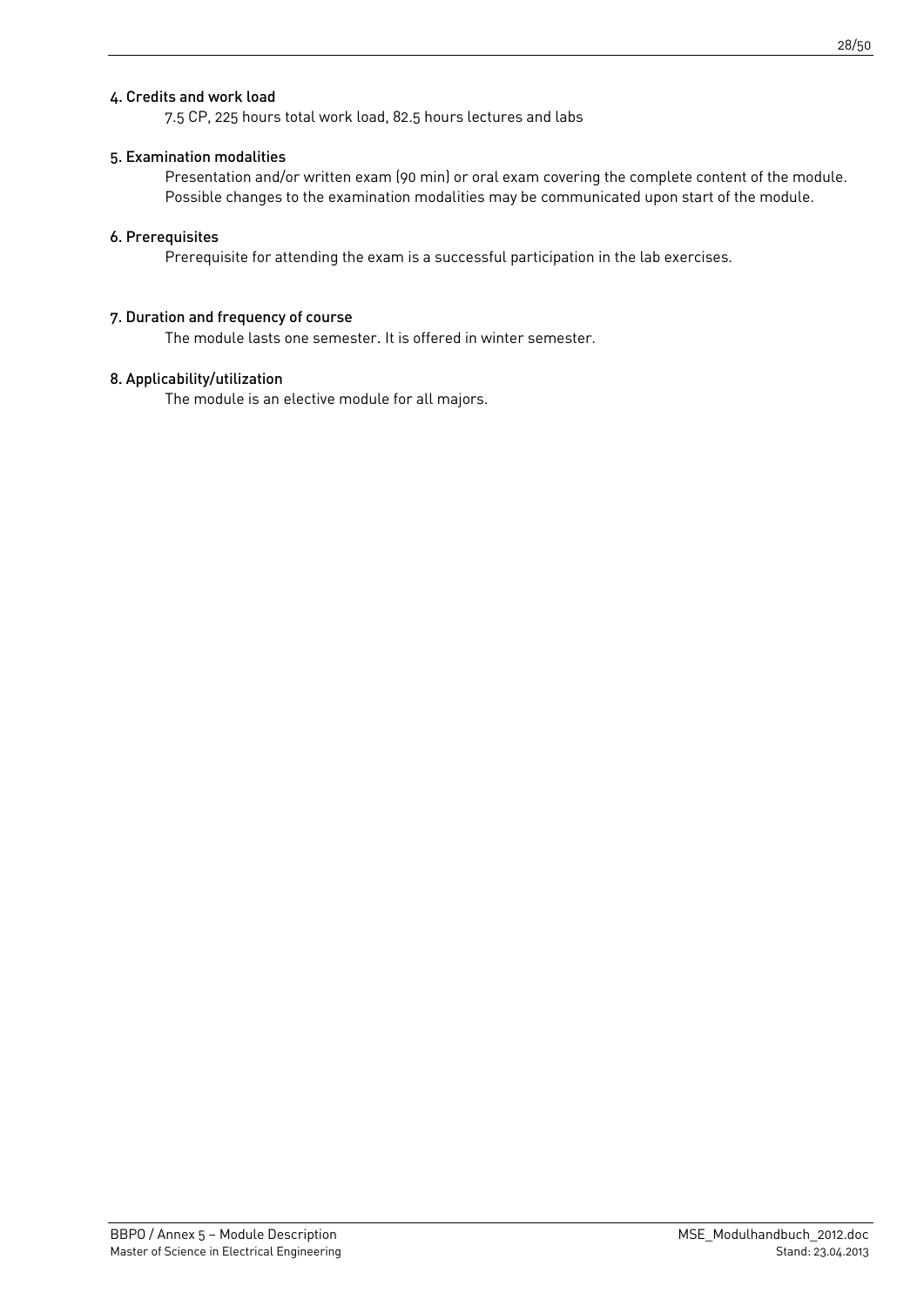#### 4. Credits and work load

7.5 CP, 225 hours total work load, 82.5 hours lectures and labs

#### 5. Examination modalities

Presentation and/or written exam (90 min) or oral exam covering the complete content of the module. Possible changes to the examination modalities may be communicated upon start of the module.

#### 6. Prerequisites

Prerequisite for attending the exam is a successful participation in the lab exercises.

#### 7. Duration and frequency of course

The module lasts one semester. It is offered in winter semester.

#### 8. Applicability/utilization

The module is an elective module for all majors.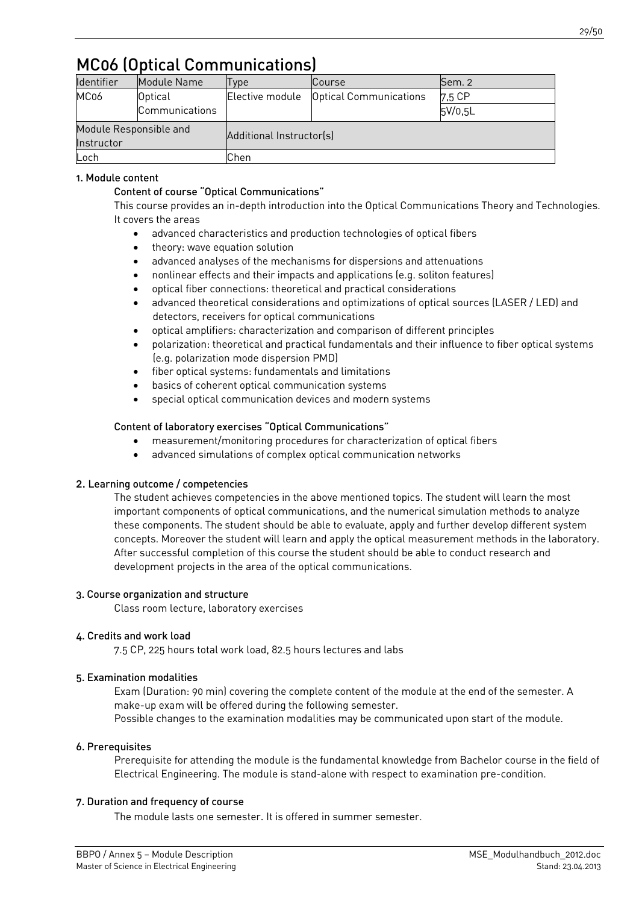# MC06 (Optical Communications)

| Identifier | Module Name | Type | Course | Sem. 2 |
|---|---|---|---|---|
| MC06 | Optical Communications | Elective module | Optical Communications | 7,5 CP |
| | | | | 5V/0,5L |
| Module Responsible and Instructor | | Additional Instructor(s) | | |
| Loch | | Chen | | |

### 1. Module content

#### Content of course "Optical Communications"

This course provides an in-depth introduction into the Optical Communications Theory and Technologies. It covers the areas

- advanced characteristics and production technologies of optical fibers
- theory: wave equation solution
- advanced analyses of the mechanisms for dispersions and attenuations
- nonlinear effects and their impacts and applications (e.g. soliton features)
- optical fiber connections: theoretical and practical considerations
- advanced theoretical considerations and optimizations of optical sources (LASER / LED) and detectors, receivers for optical communications
- optical amplifiers: characterization and comparison of different principles
- polarization: theoretical and practical fundamentals and their influence to fiber optical systems (e.g. polarization mode dispersion PMD)
- fiber optical systems: fundamentals and limitations
- basics of coherent optical communication systems
- special optical communication devices and modern systems

#### Content of laboratory exercises "Optical Communications"

- measurement/monitoring procedures for characterization of optical fibers
- advanced simulations of complex optical communication networks

### 2. Learning outcome / competencies

The student achieves competencies in the above mentioned topics. The student will learn the most important components of optical communications, and the numerical simulation methods to analyze these components. The student should be able to evaluate, apply and further develop different system concepts. Moreover the student will learn and apply the optical measurement methods in the laboratory. After successful completion of this course the student should be able to conduct research and development projects in the area of the optical communications.

### 3. Course organization and structure

Class room lecture, laboratory exercises

### 4. Credits and work load

7.5 CP, 225 hours total work load, 82.5 hours lectures and labs

### 5. Examination modalities

Exam (Duration: 90 min) covering the complete content of the module at the end of the semester. A make-up exam will be offered during the following semester.
Possible changes to the examination modalities may be communicated upon start of the module.

### 6. Prerequisites

Prerequisite for attending the module is the fundamental knowledge from Bachelor course in the field of Electrical Engineering. The module is stand-alone with respect to examination pre-condition.

### 7. Duration and frequency of course

The module lasts one semester. It is offered in summer semester.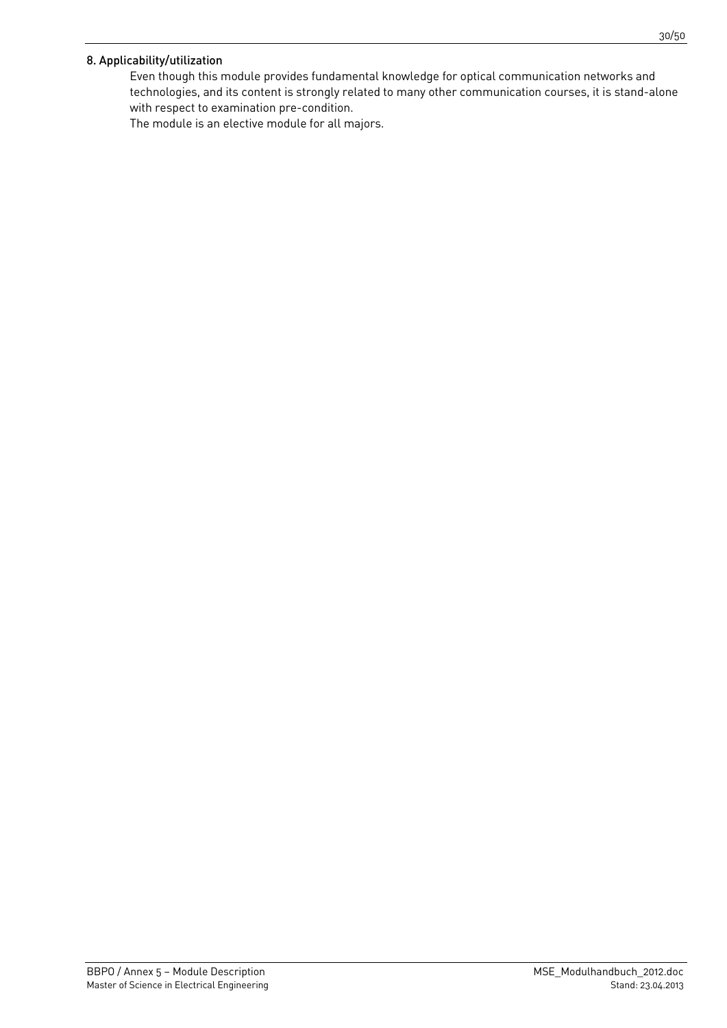#### 8. Applicability/utilization

Even though this module provides fundamental knowledge for optical communication networks and technologies, and its content is strongly related to many other communication courses, it is stand-alone with respect to examination pre-condition.

The module is an elective module for all majors.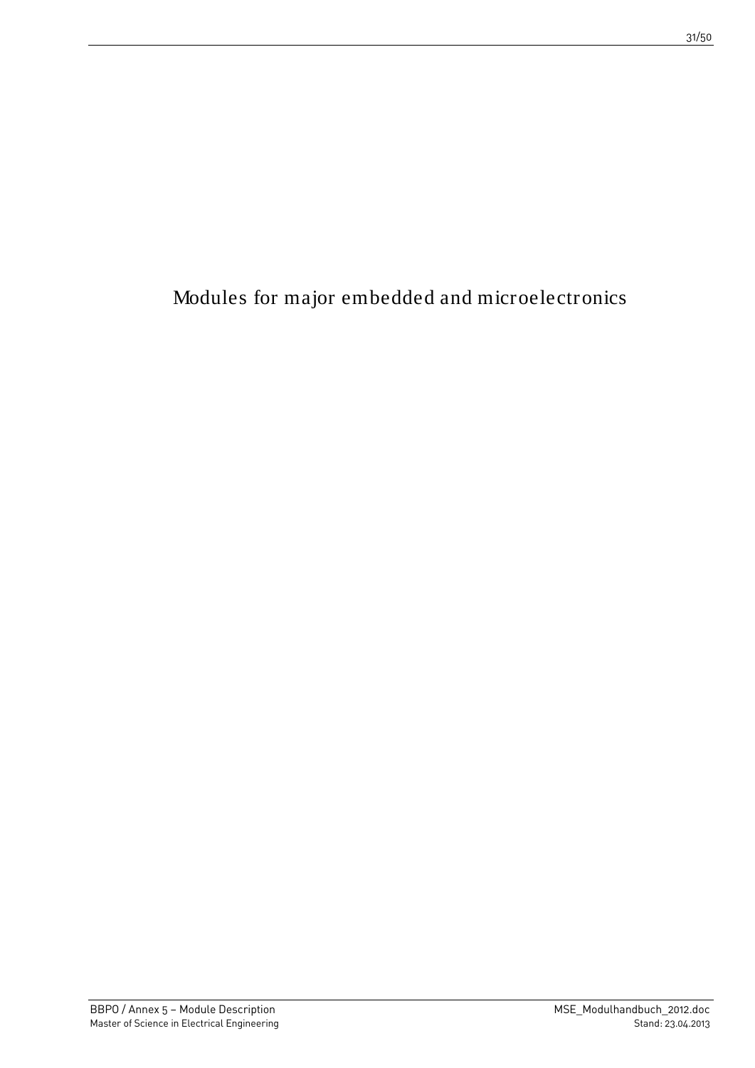# Modules for major embedded and microelectronics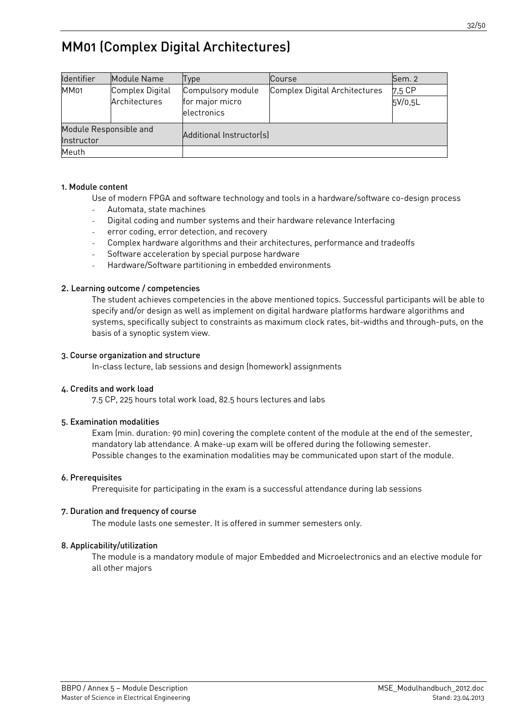# MM01 (Complex Digital Architectures)

| Identifier | Module Name | Type | Course | Sem. 2 |
|---|---|---|---|---|
| MM01 | Complex Digital Architectures | Compulsory module for major micro electronics | Complex Digital Architectures | 7,5 CP<br>5V/0,5L |
| Module Responsible and Instructor | | Additional Instructor(s) | | |
| Meuth | | | | |

### 1. Module content

Use of modern FPGA and software technology and tools in a hardware/software co-design process

- Automata, state machines
- Digital coding and number systems and their hardware relevance Interfacing
- error coding, error detection, and recovery
- Complex hardware algorithms and their architectures, performance and tradeoffs
- Software acceleration by special purpose hardware
- Hardware/Software partitioning in embedded environments

### 2. Learning outcome / competencies

The student achieves competencies in the above mentioned topics. Successful participants will be able to specify and/or design as well as implement on digital hardware platforms hardware algorithms and systems, specifically subject to constraints as maximum clock rates, bit-widths and through-puts, on the basis of a synoptic system view.

### 3. Course organization and structure

In-class lecture, lab sessions and design (homework) assignments

### 4. Credits and work load

7.5 CP, 225 hours total work load, 82.5 hours lectures and labs

### 5. Examination modalities

Exam (min. duration: 90 min) covering the complete content of the module at the end of the semester, mandatory lab attendance. A make-up exam will be offered during the following semester.
Possible changes to the examination modalities may be communicated upon start of the module.

### 6. Prerequisites

Prerequisite for participating in the exam is a successful attendance during lab sessions

### 7. Duration and frequency of course

The module lasts one semester. It is offered in summer semesters only.

### 8. Applicability/utilization

The module is a mandatory module of major Embedded and Microelectronics and an elective module for all other majors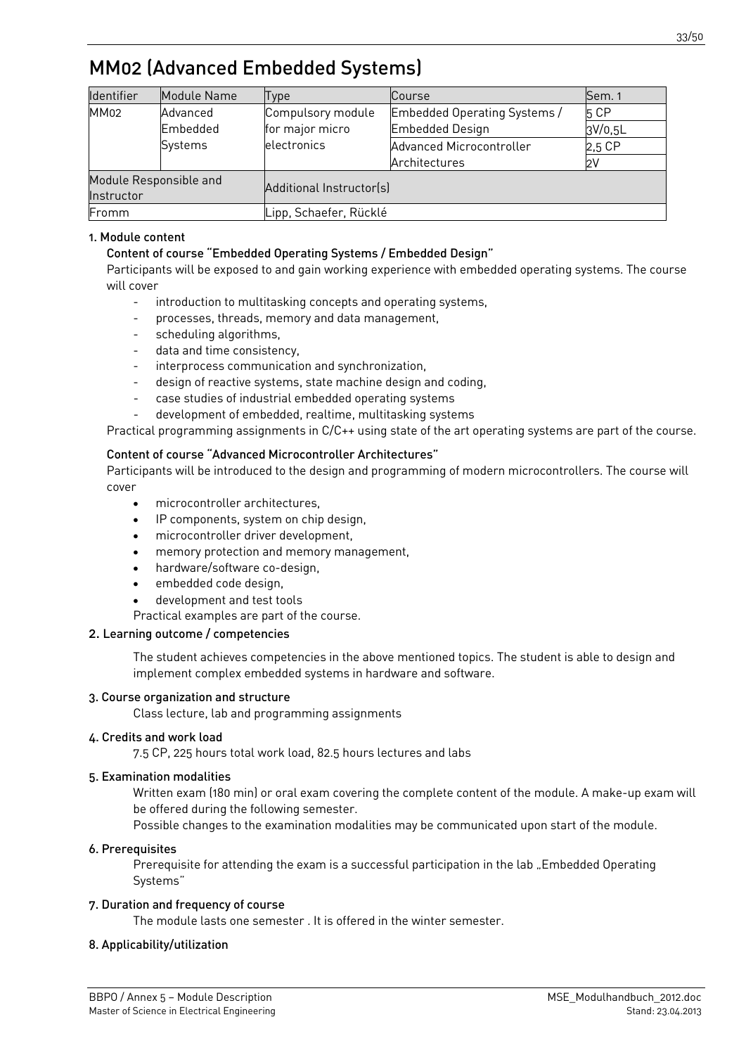# MM02 (Advanced Embedded Systems)

| Identifier | Module Name | Type | Course | Sem. 1 |
|---|---|---|---|---|
| MM02 | Advanced Embedded Systems | Compulsory module for major micro electronics | Embedded Operating Systems / Embedded Design | 5 CP<br>3V/0,5L |
| | | | Advanced Microcontroller Architectures | 2,5 CP<br>2V |
| Module Responsible and Instructor | | Additional Instructor(s) | | |
| Fromm | | Lipp, Schaefer, Rücklé | | |

### 1. Module content

#### Content of course "Embedded Operating Systems / Embedded Design"

Participants will be exposed to and gain working experience with embedded operating systems. The course will cover

- introduction to multitasking concepts and operating systems,
- processes, threads, memory and data management,
- scheduling algorithms,
- data and time consistency,
- interprocess communication and synchronization,
- design of reactive systems, state machine design and coding,
- case studies of industrial embedded operating systems
- development of embedded, realtime, multitasking systems

Practical programming assignments in C/C++ using state of the art operating systems are part of the course.

#### Content of course "Advanced Microcontroller Architectures"

Participants will be introduced to the design and programming of modern microcontrollers. The course will cover

- microcontroller architectures,
- IP components, system on chip design,
- microcontroller driver development,
- memory protection and memory management,
- hardware/software co-design,
- embedded code design,
- development and test tools

Practical examples are part of the course.

### 2. Learning outcome / competencies

The student achieves competencies in the above mentioned topics. The student is able to design and implement complex embedded systems in hardware and software.

### 3. Course organization and structure

Class lecture, lab and programming assignments

### 4. Credits and work load

7.5 CP, 225 hours total work load, 82.5 hours lectures and labs

### 5. Examination modalities

Written exam (180 min) or oral exam covering the complete content of the module. A make-up exam will be offered during the following semester.

Possible changes to the examination modalities may be communicated upon start of the module.

### 6. Prerequisites

Prerequisite for attending the exam is a successful participation in the lab „Embedded Operating Systems"

### 7. Duration and frequency of course

The module lasts one semester . It is offered in the winter semester.

### 8. Applicability/utilization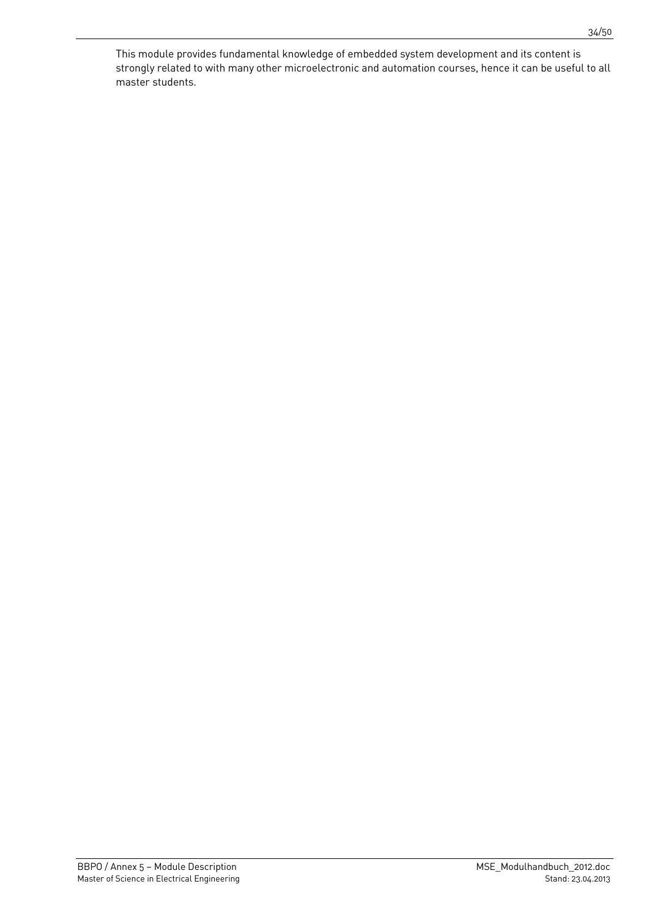This module provides fundamental knowledge of embedded system development and its content is strongly related to with many other microelectronic and automation courses, hence it can be useful to all master students.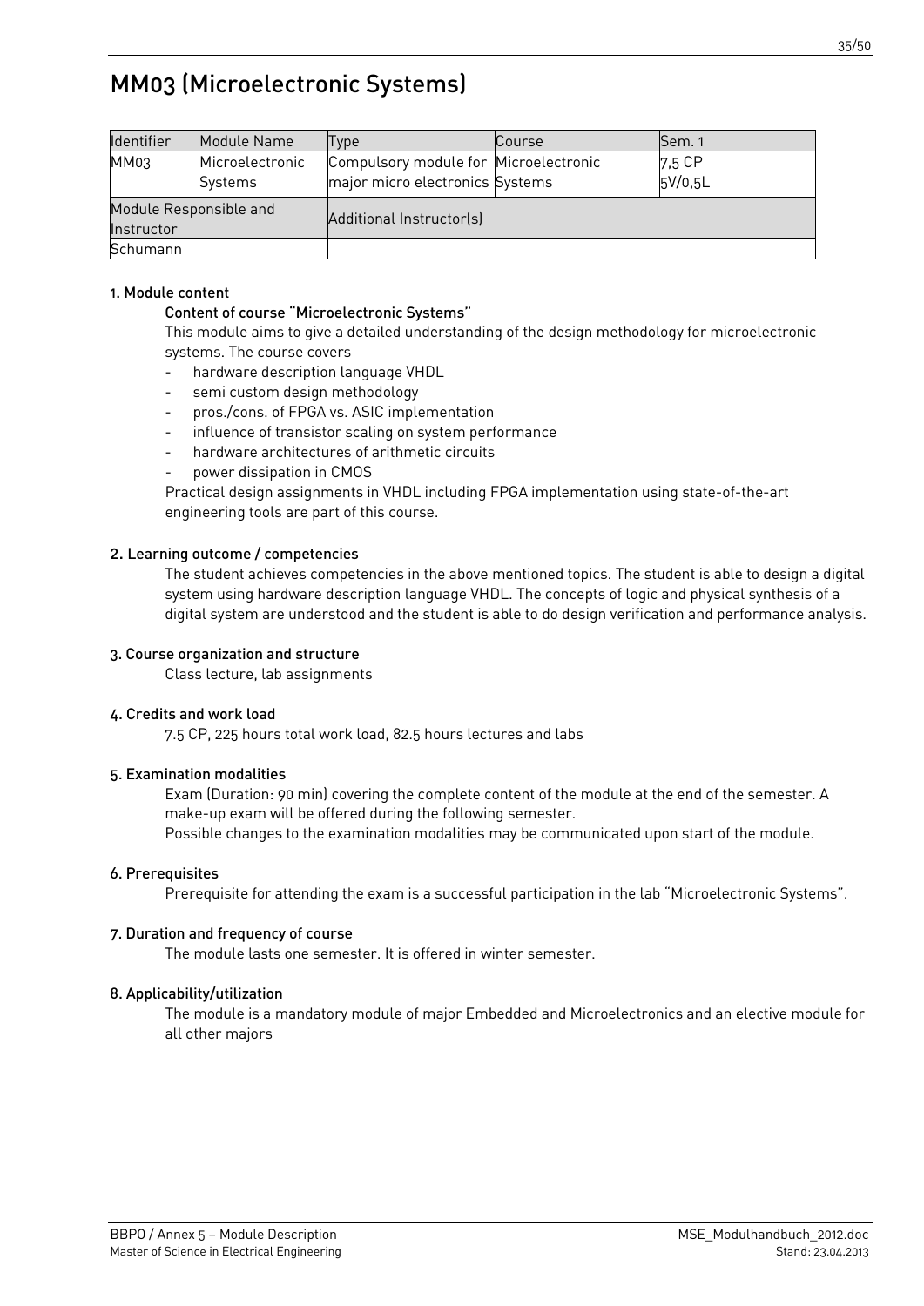# MM03 (Microelectronic Systems)

| Identifier | Module Name | Type | Course | Sem. 1 |
|---|---|---|---|---|
| MM03 | Microelectronic Systems | Compulsory module for major micro electronics | Microelectronic Systems | 7,5 CP 5V/0,5L |
| Module Responsible and Instructor | | Additional Instructor(s) | | |
| Schumann | | | | |

## 1. Module content

### Content of course "Microelectronic Systems"

This module aims to give a detailed understanding of the design methodology for microelectronic systems. The course covers

- hardware description language VHDL
- semi custom design methodology
- pros./cons. of FPGA vs. ASIC implementation
- influence of transistor scaling on system performance
- hardware architectures of arithmetic circuits
- power dissipation in CMOS

Practical design assignments in VHDL including FPGA implementation using state-of-the-art engineering tools are part of this course.

## 2. Learning outcome / competencies

The student achieves competencies in the above mentioned topics. The student is able to design a digital system using hardware description language VHDL. The concepts of logic and physical synthesis of a digital system are understood and the student is able to do design verification and performance analysis.

## 3. Course organization and structure

Class lecture, lab assignments

## 4. Credits and work load

7.5 CP, 225 hours total work load, 82.5 hours lectures and labs

## 5. Examination modalities

Exam (Duration: 90 min) covering the complete content of the module at the end of the semester. A make-up exam will be offered during the following semester.

Possible changes to the examination modalities may be communicated upon start of the module.

## 6. Prerequisites

Prerequisite for attending the exam is a successful participation in the lab "Microelectronic Systems".

## 7. Duration and frequency of course

The module lasts one semester. It is offered in winter semester.

## 8. Applicability/utilization

The module is a mandatory module of major Embedded and Microelectronics and an elective module for all other majors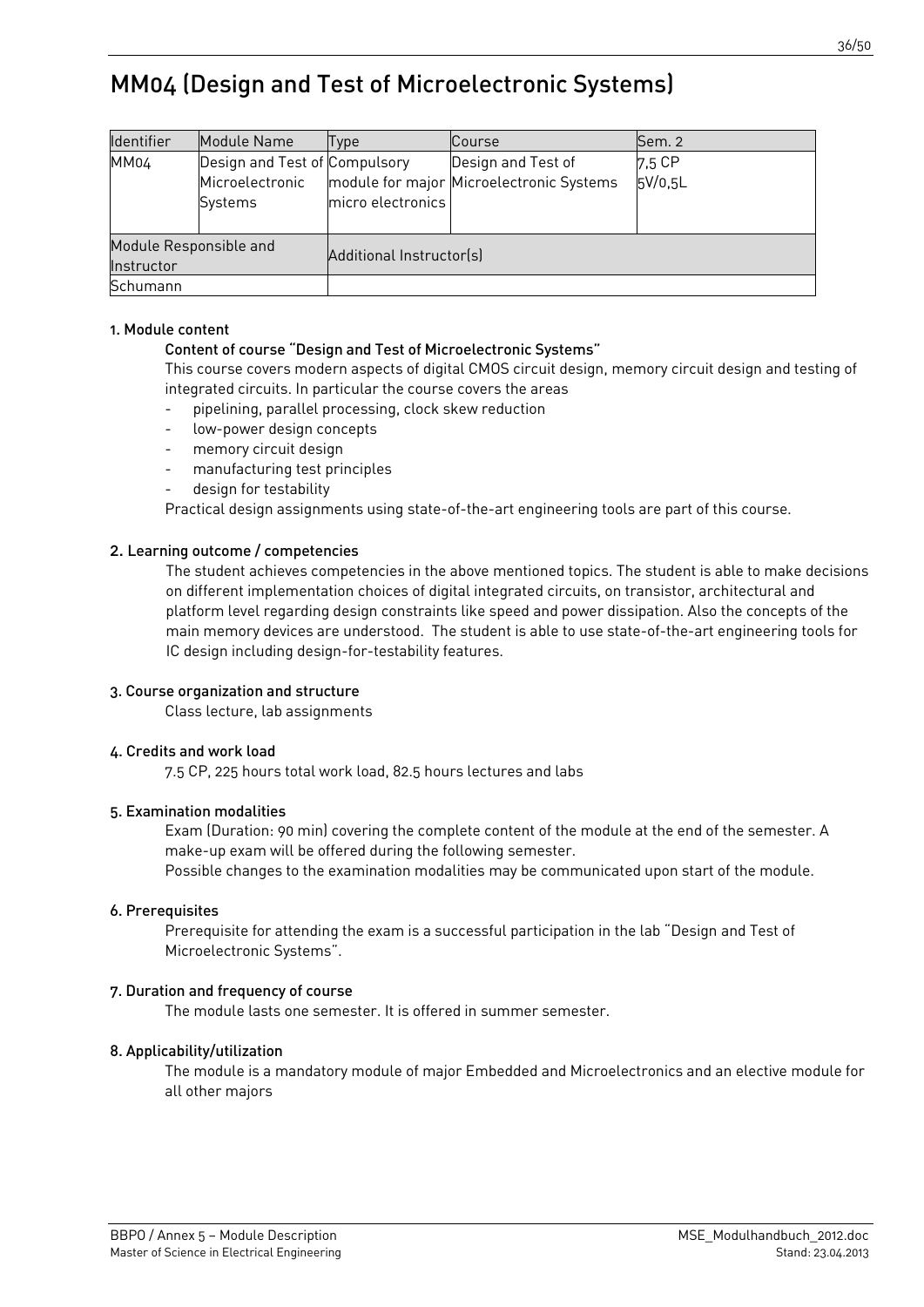# MM04 (Design and Test of Microelectronic Systems)

| Identifier | Module Name | Type | Course | Sem. 2 |
|---|---|---|---|---|
| MM04 | Design and Test of Microelectronic Systems | Compulsory module for major micro electronics | Design and Test of Microelectronic Systems | 7,5 CP 5V/0,5L |
| Module Responsible and Instructor | | Additional Instructor(s) | | |
| Schumann | | | | |

#### 1. Module content

**Content of course "Design and Test of Microelectronic Systems"**

This course covers modern aspects of digital CMOS circuit design, memory circuit design and testing of integrated circuits. In particular the course covers the areas

- pipelining, parallel processing, clock skew reduction
- low-power design concepts
- memory circuit design
- manufacturing test principles
- design for testability

Practical design assignments using state-of-the-art engineering tools are part of this course.

#### 2. Learning outcome / competencies

The student achieves competencies in the above mentioned topics. The student is able to make decisions on different implementation choices of digital integrated circuits, on transistor, architectural and platform level regarding design constraints like speed and power dissipation. Also the concepts of the main memory devices are understood. The student is able to use state-of-the-art engineering tools for IC design including design-for-testability features.

#### 3. Course organization and structure

Class lecture, lab assignments

#### 4. Credits and work load

7.5 CP, 225 hours total work load, 82.5 hours lectures and labs

#### 5. Examination modalities

Exam (Duration: 90 min) covering the complete content of the module at the end of the semester. A make-up exam will be offered during the following semester.

Possible changes to the examination modalities may be communicated upon start of the module.

#### 6. Prerequisites

Prerequisite for attending the exam is a successful participation in the lab "Design and Test of Microelectronic Systems".

#### 7. Duration and frequency of course

The module lasts one semester. It is offered in summer semester.

#### 8. Applicability/utilization

The module is a mandatory module of major Embedded and Microelectronics and an elective module for all other majors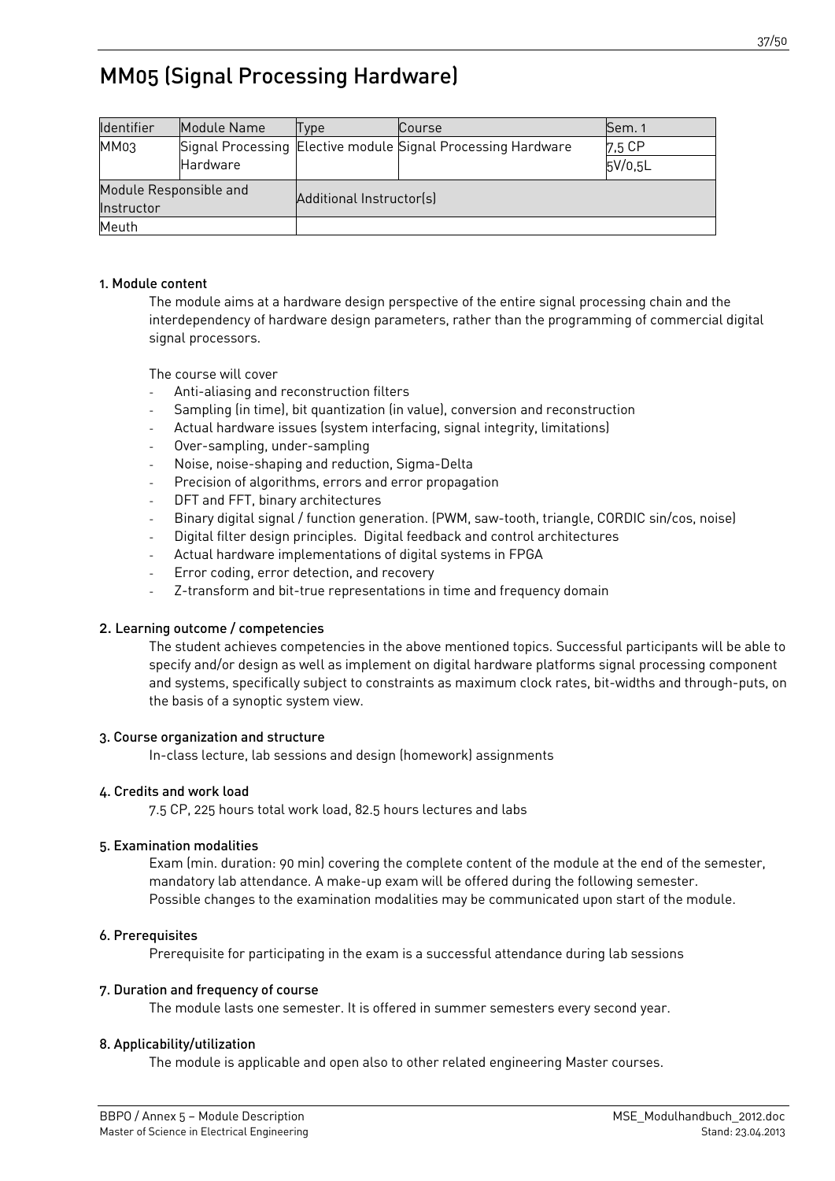# MM05 (Signal Processing Hardware)

| Identifier | Module Name | Type | Course | Sem. 1 |
|---|---|---|---|---|
| MM03 | Signal Processing Hardware | Elective module | Signal Processing Hardware | 7,5 CP<br>5V/0,5L |
| Module Responsible and Instructor | | Additional Instructor(s) | | |
| Meuth | | | | |

### 1. Module content

The module aims at a hardware design perspective of the entire signal processing chain and the interdependency of hardware design parameters, rather than the programming of commercial digital signal processors.

The course will cover

- Anti-aliasing and reconstruction filters
- Sampling (in time), bit quantization (in value), conversion and reconstruction
- Actual hardware issues (system interfacing, signal integrity, limitations)
- Over-sampling, under-sampling
- Noise, noise-shaping and reduction, Sigma-Delta
- Precision of algorithms, errors and error propagation
- DFT and FFT, binary architectures
- Binary digital signal / function generation. (PWM, saw-tooth, triangle, CORDIC sin/cos, noise)
- Digital filter design principles. Digital feedback and control architectures
- Actual hardware implementations of digital systems in FPGA
- Error coding, error detection, and recovery
- Z-transform and bit-true representations in time and frequency domain

### 2. Learning outcome / competencies

The student achieves competencies in the above mentioned topics. Successful participants will be able to specify and/or design as well as implement on digital hardware platforms signal processing component and systems, specifically subject to constraints as maximum clock rates, bit-widths and through-puts, on the basis of a synoptic system view.

### 3. Course organization and structure

In-class lecture, lab sessions and design (homework) assignments

### 4. Credits and work load

7.5 CP, 225 hours total work load, 82.5 hours lectures and labs

### 5. Examination modalities

Exam (min. duration: 90 min) covering the complete content of the module at the end of the semester, mandatory lab attendance. A make-up exam will be offered during the following semester.
Possible changes to the examination modalities may be communicated upon start of the module.

### 6. Prerequisites

Prerequisite for participating in the exam is a successful attendance during lab sessions

### 7. Duration and frequency of course

The module lasts one semester. It is offered in summer semesters every second year.

### 8. Applicability/utilization

The module is applicable and open also to other related engineering Master courses.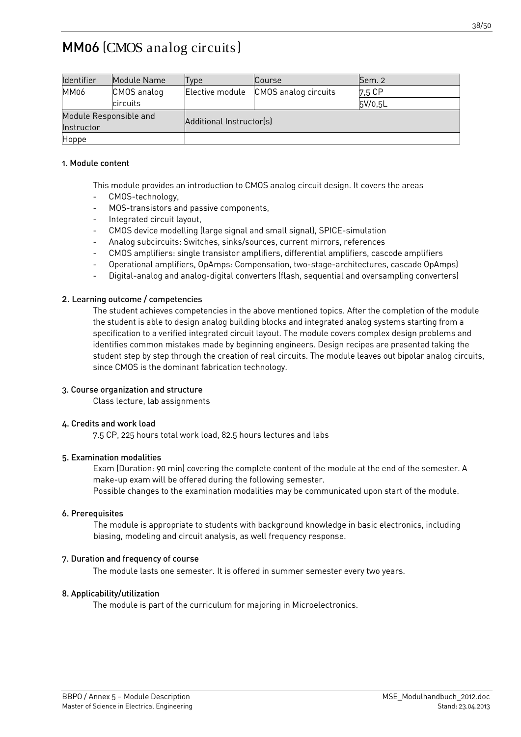# MM06 (CMOS analog circuits)

| Identifier | Module Name | Type | Course | Sem. 2 |
|---|---|---|---|---|
| MM06 | CMOS analog circuits | Elective module | CMOS analog circuits | 7,5 CP |
| | | | | 5V/0,5L |
| Module Responsible and Instructor | | Additional Instructor(s) | | |
| Hoppe | | | | |

### 1. Module content

This module provides an introduction to CMOS analog circuit design. It covers the areas

- CMOS-technology,
- MOS-transistors and passive components,
- Integrated circuit layout,
- CMOS device modelling (large signal and small signal), SPICE-simulation
- Analog subcircuits: Switches, sinks/sources, current mirrors, references
- CMOS amplifiers: single transistor amplifiers, differential amplifiers, cascode amplifiers
- Operational amplifiers, OpAmps: Compensation, two-stage-architectures, cascode OpAmps)
- Digital-analog and analog-digital converters (flash, sequential and oversampling converters)

### 2. Learning outcome / competencies

The student achieves competencies in the above mentioned topics. After the completion of the module the student is able to design analog building blocks and integrated analog systems starting from a specification to a verified integrated circuit layout. The module covers complex design problems and identifies common mistakes made by beginning engineers. Design recipes are presented taking the student step by step through the creation of real circuits. The module leaves out bipolar analog circuits, since CMOS is the dominant fabrication technology.

### 3. Course organization and structure

Class lecture, lab assignments

### 4. Credits and work load

7.5 CP, 225 hours total work load, 82.5 hours lectures and labs

### 5. Examination modalities

Exam (Duration: 90 min) covering the complete content of the module at the end of the semester. A make-up exam will be offered during the following semester.
Possible changes to the examination modalities may be communicated upon start of the module.

### 6. Prerequisites

The module is appropriate to students with background knowledge in basic electronics, including biasing, modeling and circuit analysis, as well frequency response.

### 7. Duration and frequency of course

The module lasts one semester. It is offered in summer semester every two years.

### 8. Applicability/utilization

The module is part of the curriculum for majoring in Microelectronics.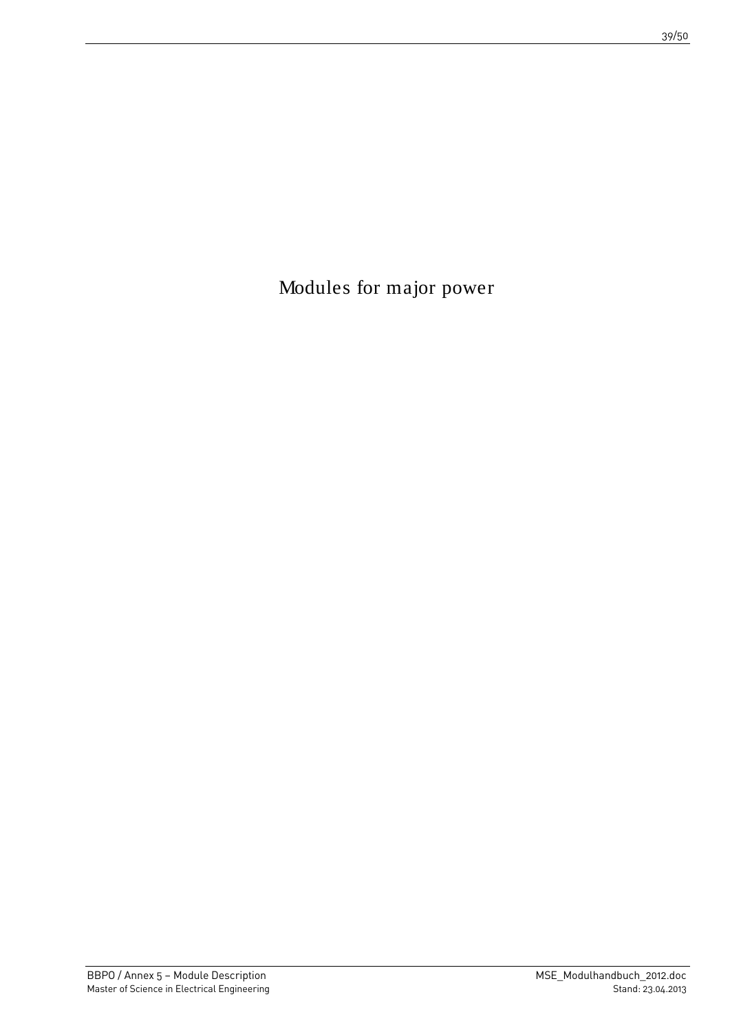# Modules for major power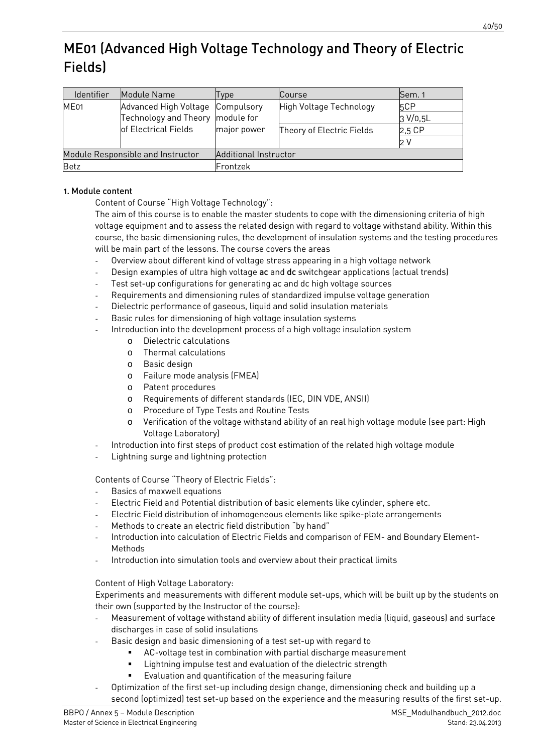# ME01 (Advanced High Voltage Technology and Theory of Electric Fields)

| Identifier | Module Name | Type | Course | Sem. 1 |
|---|---|---|---|---|
| ME01 | Advanced High Voltage Technology and Theory of Electrical Fields | Compulsory module for major power | High Voltage Technology | 5CP |
| | | | | 3 V/0,5L |
| | | | Theory of Electric Fields | 2,5 CP |
| | | | | 2 V |
| Module Responsible and Instructor | | Additional Instructor | | |
| Betz | | Frontzek | | |

#### 1. Module content

Content of Course "High Voltage Technology":

The aim of this course is to enable the master students to cope with the dimensioning criteria of high voltage equipment and to assess the related design with regard to voltage withstand ability. Within this course, the basic dimensioning rules, the development of insulation systems and the testing procedures will be main part of the lessons. The course covers the areas

- Overview about different kind of voltage stress appearing in a high voltage network
- Design examples of ultra high voltage **ac** and **dc** switchgear applications (actual trends)
- Test set-up configurations for generating ac and dc high voltage sources
- Requirements and dimensioning rules of standardized impulse voltage generation
- Dielectric performance of gaseous, liquid and solid insulation materials
- Basic rules for dimensioning of high voltage insulation systems
- Introduction into the development process of a high voltage insulation system
    - Dielectric calculations
    - Thermal calculations
    - Basic design
    - Failure mode analysis (FMEA)
    - Patent procedures
    - Requirements of different standards (IEC, DIN VDE, ANSII)
    - Procedure of Type Tests and Routine Tests
    - Verification of the voltage withstand ability of an real high voltage module (see part: High Voltage Laboratory)
- Introduction into first steps of product cost estimation of the related high voltage module
- Lightning surge and lightning protection

Contents of Course "Theory of Electric Fields":

- Basics of maxwell equations
- Electric Field and Potential distribution of basic elements like cylinder, sphere etc.
- Electric Field distribution of inhomogeneous elements like spike-plate arrangements
- Methods to create an electric field distribution "by hand"
- Introduction into calculation of Electric Fields and comparison of FEM- and Boundary Element-Methods
- Introduction into simulation tools and overview about their practical limits

Content of High Voltage Laboratory:

Experiments and measurements with different module set-ups, which will be built up by the students on their own (supported by the Instructor of the course):

- Measurement of voltage withstand ability of different insulation media (liquid, gaseous) and surface discharges in case of solid insulations
- Basic design and basic dimensioning of a test set-up with regard to
    - AC-voltage test in combination with partial discharge measurement
    - Lightning impulse test and evaluation of the dielectric strength
    - Evaluation and quantification of the measuring failure
- Optimization of the first set-up including design change, dimensioning check and building up a second (optimized) test set-up based on the experience and the measuring results of the first set-up.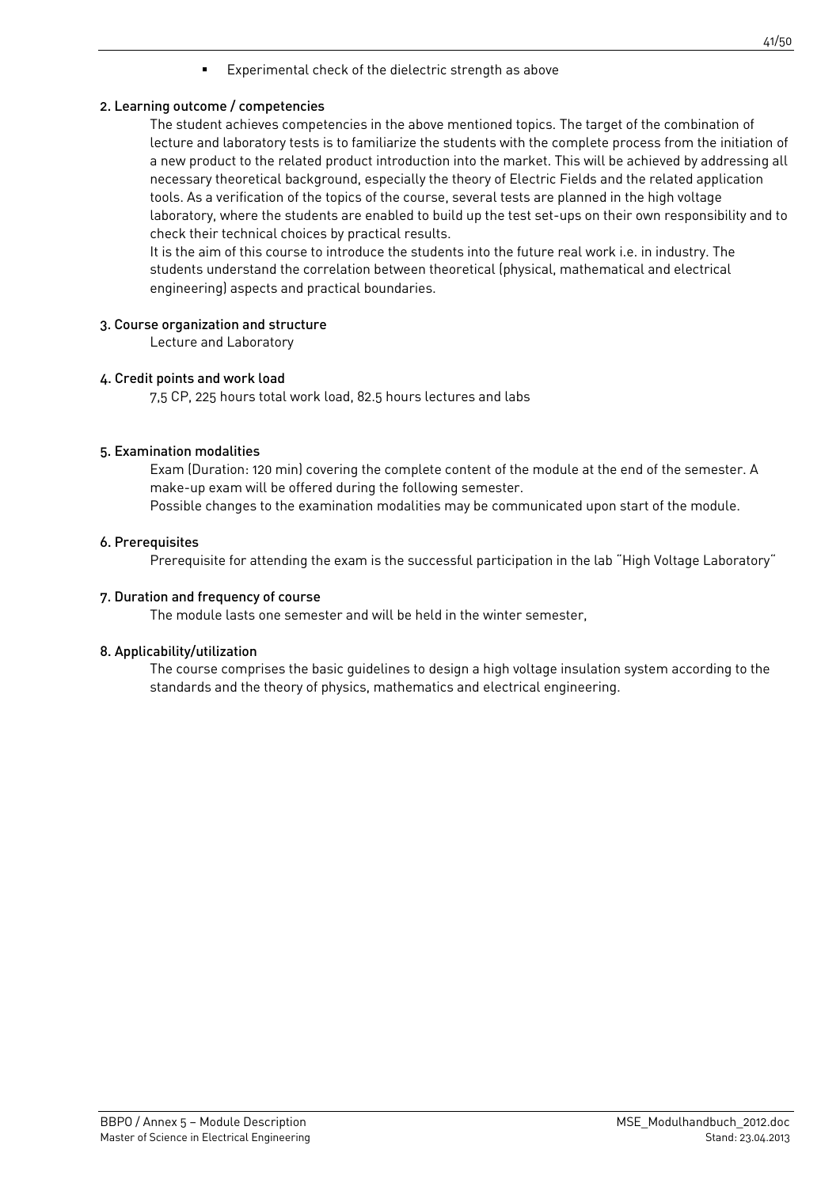- Experimental check of the dielectric strength as above

## 2. Learning outcome / competencies

The student achieves competencies in the above mentioned topics. The target of the combination of lecture and laboratory tests is to familiarize the students with the complete process from the initiation of a new product to the related product introduction into the market. This will be achieved by addressing all necessary theoretical background, especially the theory of Electric Fields and the related application tools. As a verification of the topics of the course, several tests are planned in the high voltage laboratory, where the students are enabled to build up the test set-ups on their own responsibility and to check their technical choices by practical results.

It is the aim of this course to introduce the students into the future real work i.e. in industry. The students understand the correlation between theoretical (physical, mathematical and electrical engineering) aspects and practical boundaries.

## 3. Course organization and structure

Lecture and Laboratory

## 4. Credit points and work load

7,5 CP, 225 hours total work load, 82.5 hours lectures and labs

## 5. Examination modalities

Exam (Duration: 120 min) covering the complete content of the module at the end of the semester. A make-up exam will be offered during the following semester.

Possible changes to the examination modalities may be communicated upon start of the module.

## 6. Prerequisites

Prerequisite for attending the exam is the successful participation in the lab "High Voltage Laboratory"

## 7. Duration and frequency of course

The module lasts one semester and will be held in the winter semester,

## 8. Applicability/utilization

The course comprises the basic guidelines to design a high voltage insulation system according to the standards and the theory of physics, mathematics and electrical engineering.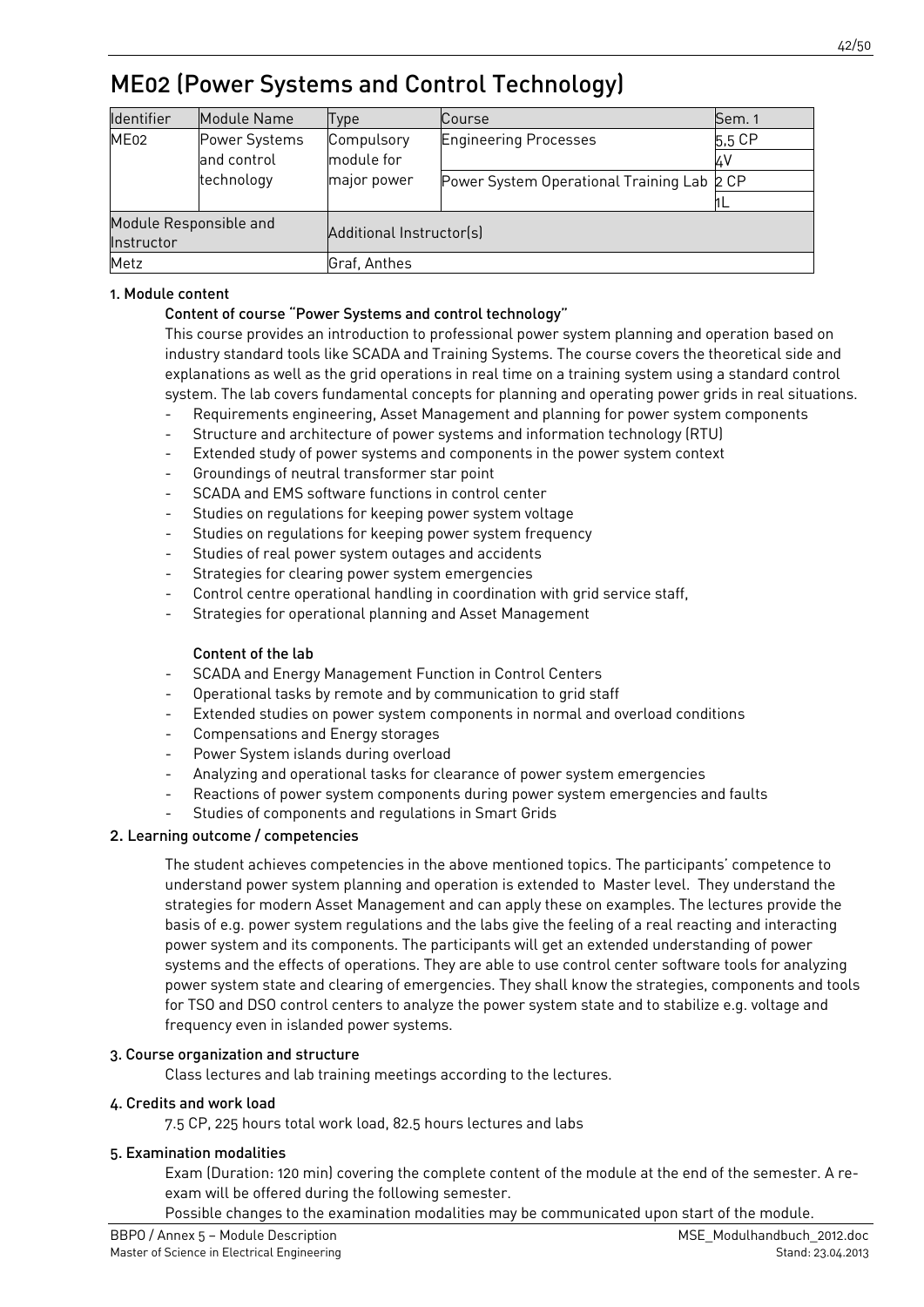# ME02 (Power Systems and Control Technology)

| Identifier | Module Name | Type | Course | Sem. 1 |
|---|---|---|---|---|
| ME02 | Power Systems and control technology | Compulsory module for major power | Engineering Processes | 5,5 CP |
| | | | | 4V |
| | | | Power System Operational Training Lab | 2 CP |
| | | | | 1L |
| Module Responsible and Instructor | | Additional Instructor(s) | | |
| Metz | | Graf, Anthes | | |

## 1. Module content

### Content of course "Power Systems and control technology"

This course provides an introduction to professional power system planning and operation based on industry standard tools like SCADA and Training Systems. The course covers the theoretical side and explanations as well as the grid operations in real time on a training system using a standard control system. The lab covers fundamental concepts for planning and operating power grids in real situations.

- Requirements engineering, Asset Management and planning for power system components
- Structure and architecture of power systems and information technology (RTU)
- Extended study of power systems and components in the power system context
- Groundings of neutral transformer star point
- SCADA and EMS software functions in control center
- Studies on regulations for keeping power system voltage
- Studies on regulations for keeping power system frequency
- Studies of real power system outages and accidents
- Strategies for clearing power system emergencies
- Control centre operational handling in coordination with grid service staff,
- Strategies for operational planning and Asset Management

### Content of the lab

- SCADA and Energy Management Function in Control Centers
- Operational tasks by remote and by communication to grid staff
- Extended studies on power system components in normal and overload conditions
- Compensations and Energy storages
- Power System islands during overload
- Analyzing and operational tasks for clearance of power system emergencies
- Reactions of power system components during power system emergencies and faults
- Studies of components and regulations in Smart Grids

## 2. Learning outcome / competencies

The student achieves competencies in the above mentioned topics. The participants' competence to understand power system planning and operation is extended to Master level. They understand the strategies for modern Asset Management and can apply these on examples. The lectures provide the basis of e.g. power system regulations and the labs give the feeling of a real reacting and interacting power system and its components. The participants will get an extended understanding of power systems and the effects of operations. They are able to use control center software tools for analyzing power system state and clearing of emergencies. They shall know the strategies, components and tools for TSO and DSO control centers to analyze the power system state and to stabilize e.g. voltage and frequency even in islanded power systems.

## 3. Course organization and structure

Class lectures and lab training meetings according to the lectures.

## 4. Credits and work load

7.5 CP, 225 hours total work load, 82.5 hours lectures and labs

## 5. Examination modalities

Exam (Duration: 120 min) covering the complete content of the module at the end of the semester. A re-exam will be offered during the following semester.

Possible changes to the examination modalities may be communicated upon start of the module.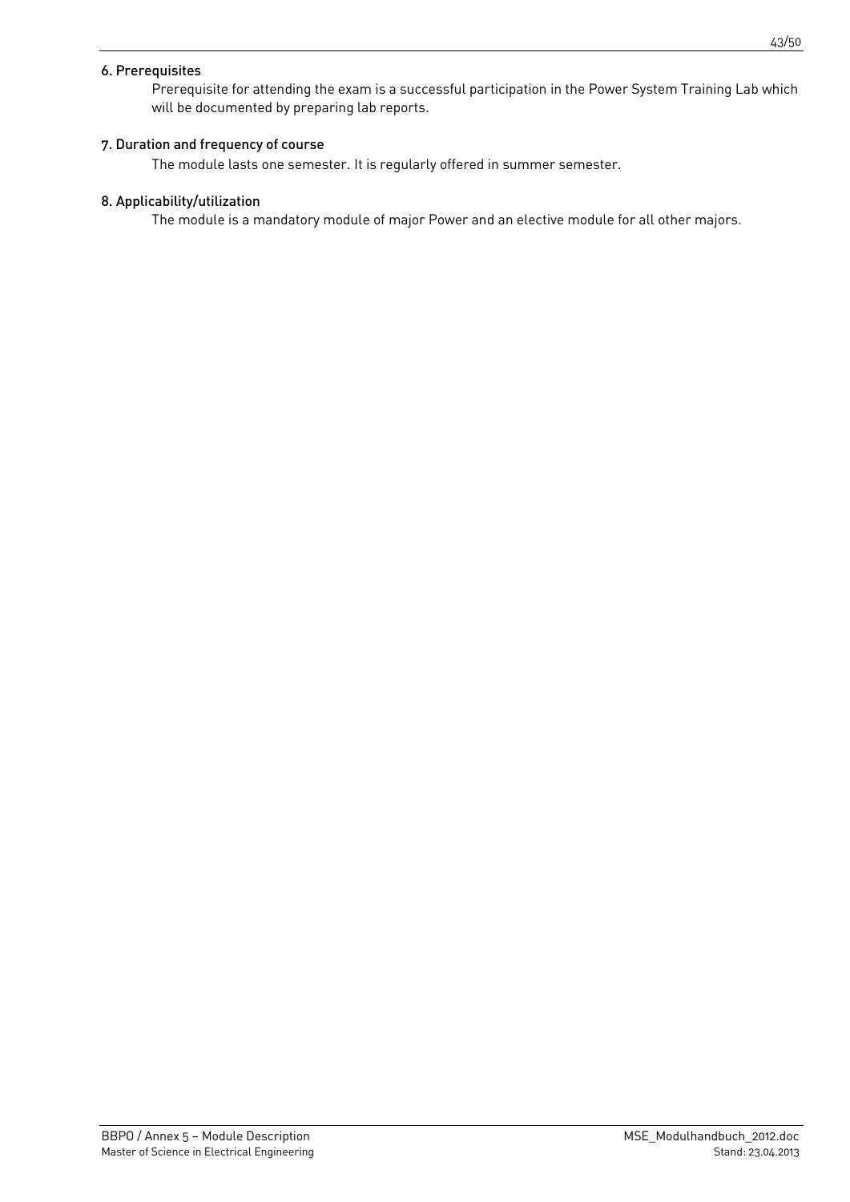#### 6. Prerequisites

Prerequisite for attending the exam is a successful participation in the Power System Training Lab which will be documented by preparing lab reports.

#### 7. Duration and frequency of course

The module lasts one semester. It is regularly offered in summer semester.

#### 8. Applicability/utilization

The module is a mandatory module of major Power and an elective module for all other majors.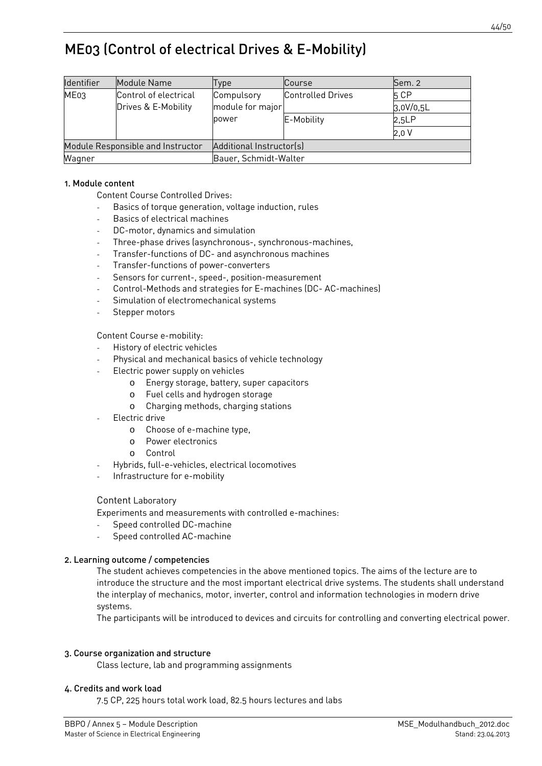# ME03 (Control of electrical Drives & E-Mobility)

| Identifier | Module Name | Type | Course | Sem. 2 |
|---|---|---|---|---|
| ME03 | Control of electrical Drives & E-Mobility | Compulsory module for major power | Controlled Drives | 5 CP |
| | | | | 3,0V/0,5L |
| | | | E-Mobility | 2,5LP |
| | | | | 2,0 V |
| Module Responsible and Instructor | | Additional Instructor(s) | | |
| Wagner | | Bauer, Schmidt-Walter | | |

### 1. Module content

Content Course Controlled Drives:

- Basics of torque generation, voltage induction, rules
- Basics of electrical machines
- DC-motor, dynamics and simulation
- Three-phase drives (asynchronous-, synchronous-machines,
- Transfer-functions of DC- and asynchronous machines
- Transfer-functions of power-converters
- Sensors for current-, speed-, position-measurement
- Control-Methods and strategies for E-machines (DC- AC-machines)
- Simulation of electromechanical systems
- Stepper motors

Content Course e-mobility:

- History of electric vehicles
- Physical and mechanical basics of vehicle technology
- Electric power supply on vehicles
  - Energy storage, battery, super capacitors
  - Fuel cells and hydrogen storage
  - Charging methods, charging stations
- Electric drive
  - Choose of e-machine type,
  - Power electronics
  - Control
- Hybrids, full-e-vehicles, electrical locomotives
- Infrastructure for e-mobility

Content Laboratory

Experiments and measurements with controlled e-machines:

- Speed controlled DC-machine
- Speed controlled AC-machine

### 2. Learning outcome / competencies

The student achieves competencies in the above mentioned topics. The aims of the lecture are to introduce the structure and the most important electrical drive systems. The students shall understand the interplay of mechanics, motor, inverter, control and information technologies in modern drive systems.

The participants will be introduced to devices and circuits for controlling and converting electrical power.

### 3. Course organization and structure

Class lecture, lab and programming assignments

### 4. Credits and work load

7.5 CP, 225 hours total work load, 82.5 hours lectures and labs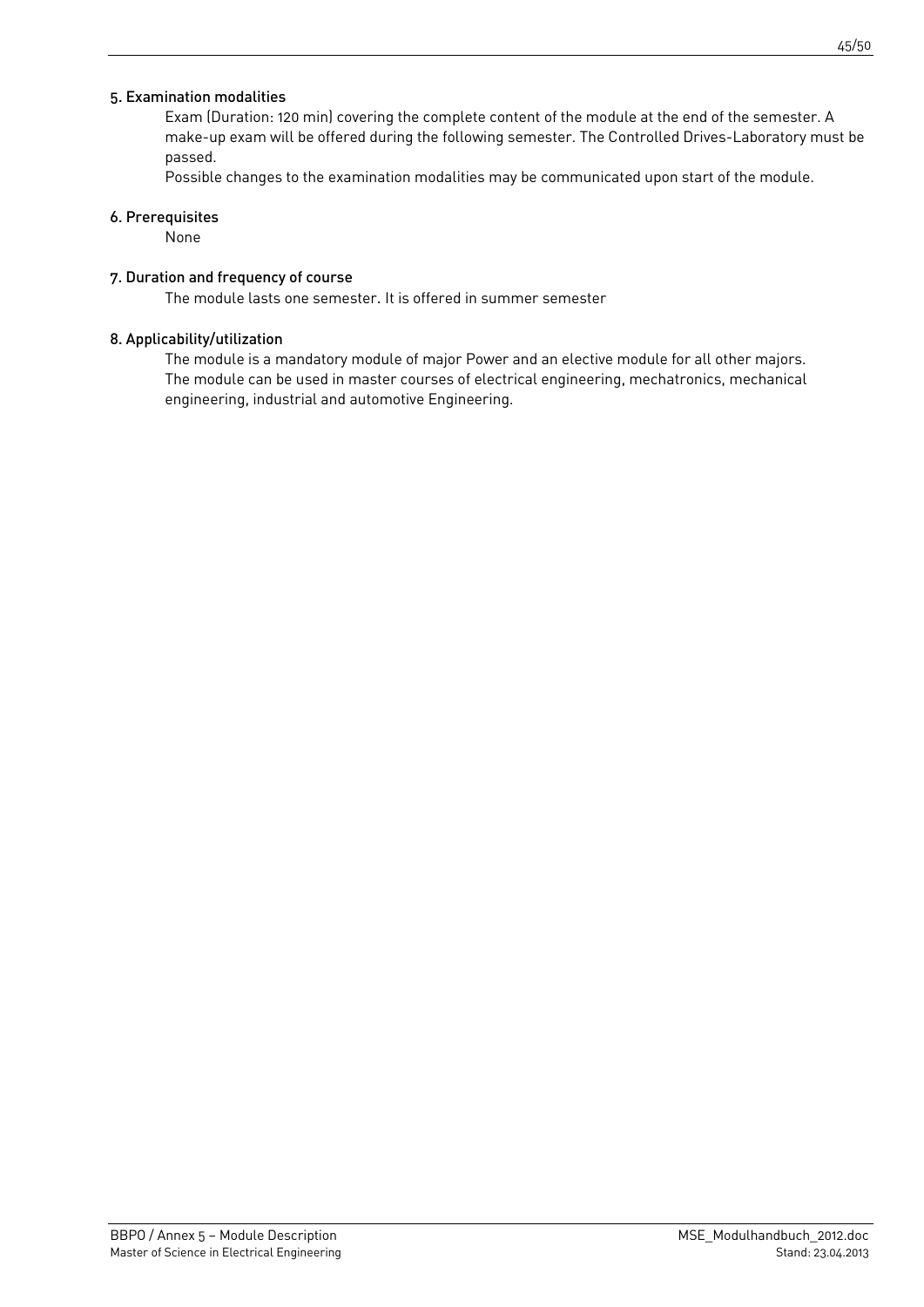### 5. Examination modalities

Exam (Duration: 120 min) covering the complete content of the module at the end of the semester. A make-up exam will be offered during the following semester. The Controlled Drives-Laboratory must be passed.

Possible changes to the examination modalities may be communicated upon start of the module.

### 6. Prerequisites

None

### 7. Duration and frequency of course

The module lasts one semester. It is offered in summer semester

### 8. Applicability/utilization

The module is a mandatory module of major Power and an elective module for all other majors. The module can be used in master courses of electrical engineering, mechatronics, mechanical engineering, industrial and automotive Engineering.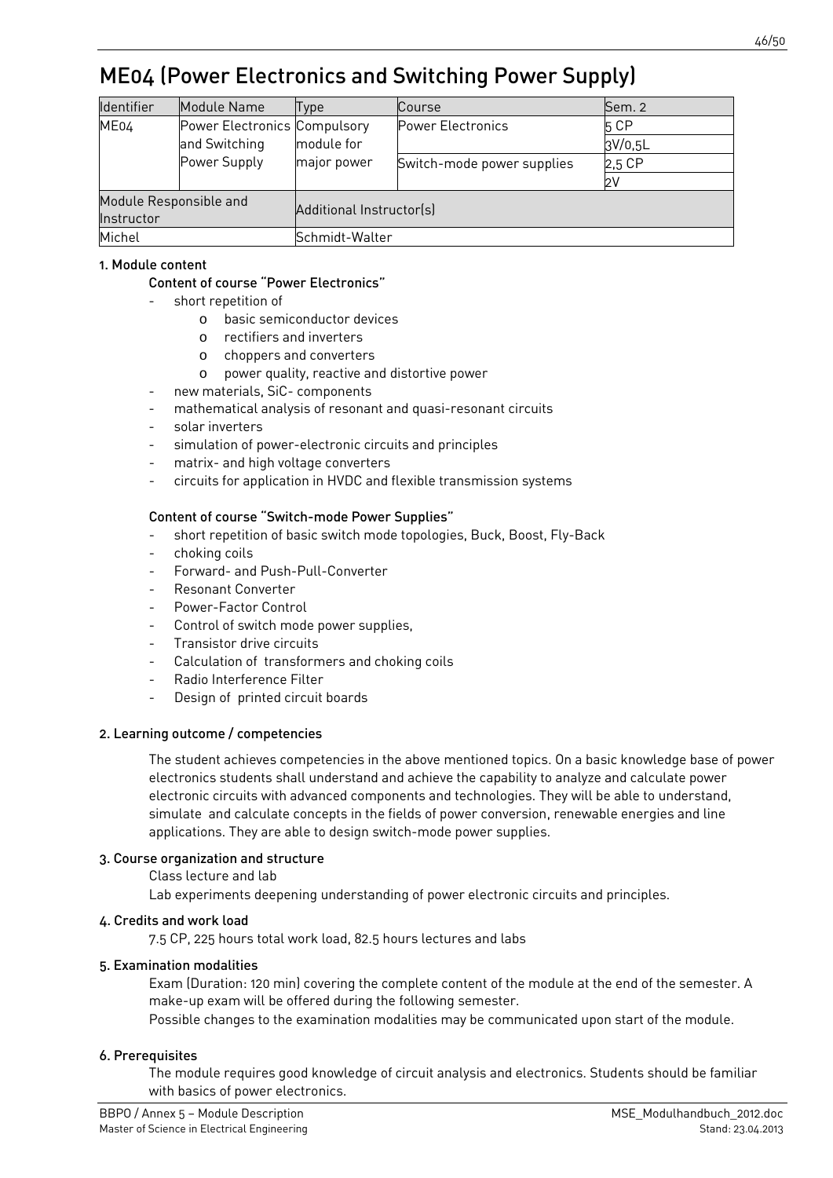# ME04 (Power Electronics and Switching Power Supply)

| Identifier | Module Name | Type | Course | Sem. 2 |
|---|---|---|---|---|
| ME04 | Power Electronics and Switching Power Supply | Compulsory module for major power | Power Electronics | 5 CP |
| | | | | 3V/0,5L |
| | | | Switch-mode power supplies | 2,5 CP |
| | | | | 2V |
| Module Responsible and Instructor | | Additional Instructor(s) | | |
| Michel | | Schmidt-Walter | | |

## 1. Module content

### Content of course "Power Electronics"

- short repetition of
  - basic semiconductor devices
  - rectifiers and inverters
  - choppers and converters
  - power quality, reactive and distortive power
- new materials, SiC- components
- mathematical analysis of resonant and quasi-resonant circuits
- solar inverters
- simulation of power-electronic circuits and principles
- matrix- and high voltage converters
- circuits for application in HVDC and flexible transmission systems

### Content of course "Switch-mode Power Supplies"

- short repetition of basic switch mode topologies, Buck, Boost, Fly-Back
- choking coils
- Forward- and Push-Pull-Converter
- Resonant Converter
- Power-Factor Control
- Control of switch mode power supplies,
- Transistor drive circuits
- Calculation of transformers and choking coils
- Radio Interference Filter
- Design of printed circuit boards

## 2. Learning outcome / competencies

The student achieves competencies in the above mentioned topics. On a basic knowledge base of power electronics students shall understand and achieve the capability to analyze and calculate power electronic circuits with advanced components and technologies. They will be able to understand, simulate and calculate concepts in the fields of power conversion, renewable energies and line applications. They are able to design switch-mode power supplies.

## 3. Course organization and structure

Class lecture and lab

Lab experiments deepening understanding of power electronic circuits and principles.

## 4. Credits and work load

7.5 CP, 225 hours total work load, 82.5 hours lectures and labs

## 5. Examination modalities

Exam (Duration: 120 min) covering the complete content of the module at the end of the semester. A make-up exam will be offered during the following semester.

Possible changes to the examination modalities may be communicated upon start of the module.

## 6. Prerequisites

The module requires good knowledge of circuit analysis and electronics. Students should be familiar with basics of power electronics.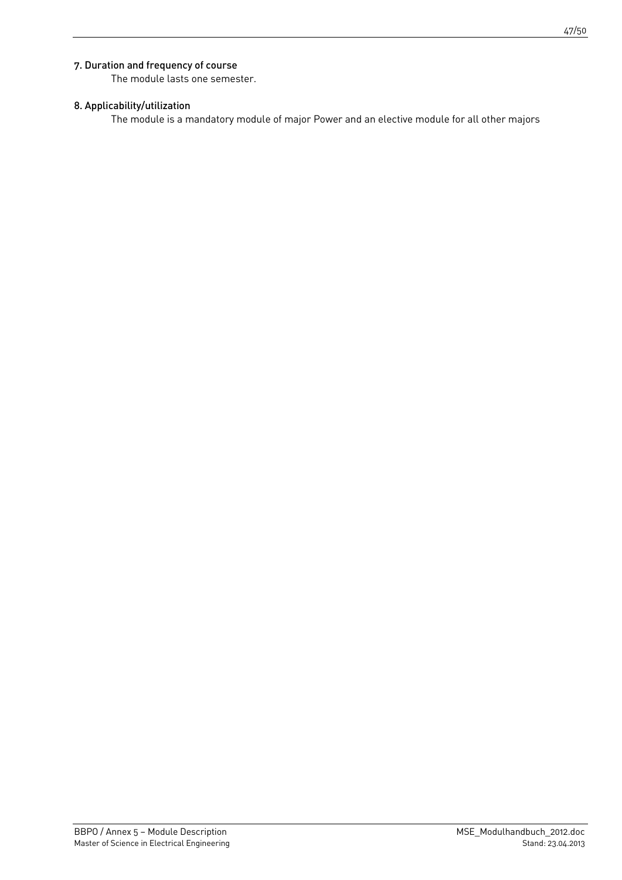#### 7. Duration and frequency of course

The module lasts one semester.

#### 8. Applicability/utilization

The module is a mandatory module of major Power and an elective module for all other majors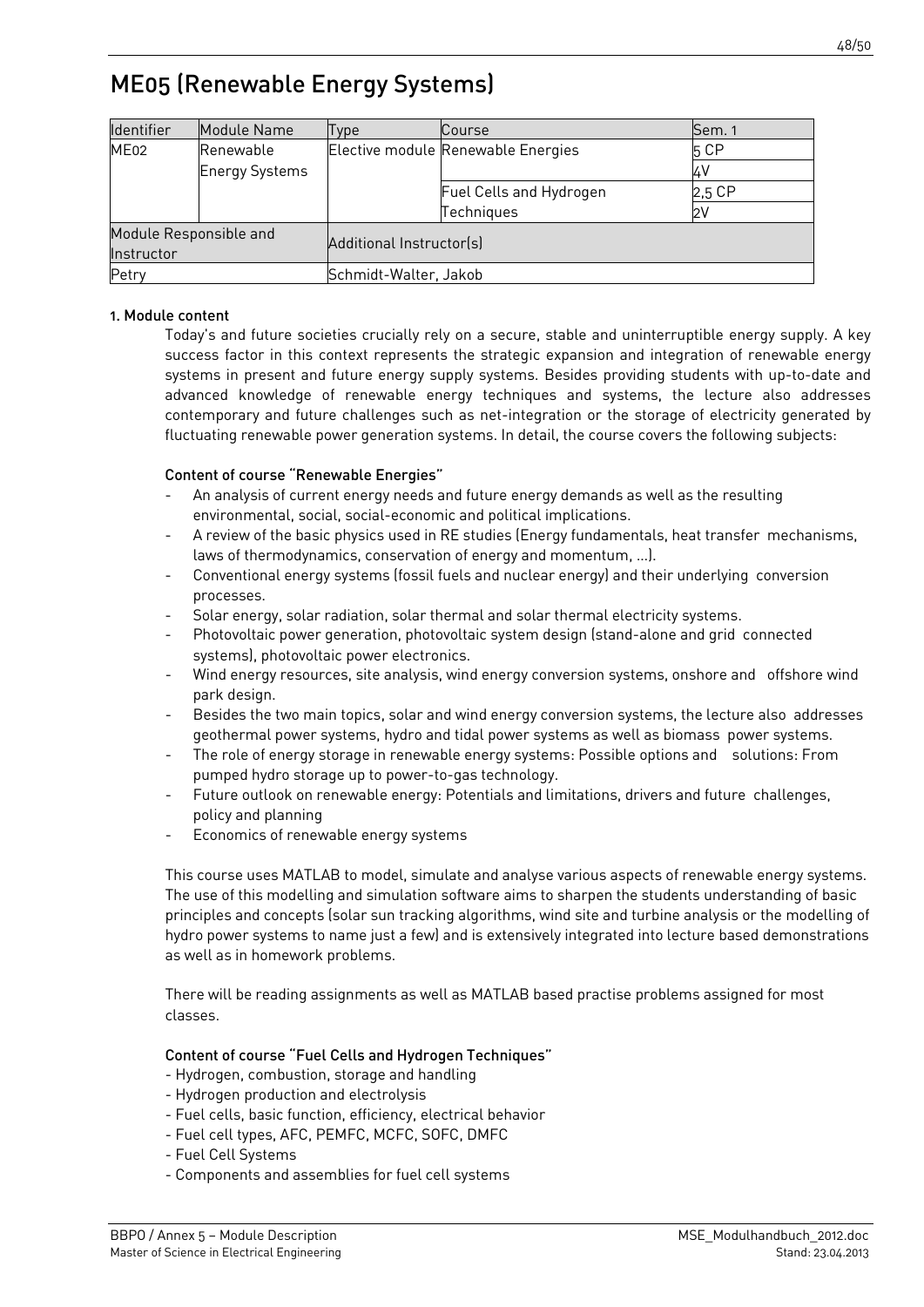# ME05 (Renewable Energy Systems)

| Identifier | Module Name | Type | Course | Sem. 1 |
|---|---|---|---|---|
| ME02 | Renewable Energy Systems | Elective module | Renewable Energies | 5 CP |
| | | | | 4V |
| | | | Fuel Cells and Hydrogen Techniques | 2,5 CP |
| | | | | 2V |
| Module Responsible and Instructor | | Additional Instructor(s) | | |
| Petry | | Schmidt-Walter, Jakob | | |

#### 1. Module content

Today's and future societies crucially rely on a secure, stable and uninterruptible energy supply. A key success factor in this context represents the strategic expansion and integration of renewable energy systems in present and future energy supply systems. Besides providing students with up-to-date and advanced knowledge of renewable energy techniques and systems, the lecture also addresses contemporary and future challenges such as net-integration or the storage of electricity generated by fluctuating renewable power generation systems. In detail, the course covers the following subjects:

**Content of course "Renewable Energies"**

- An analysis of current energy needs and future energy demands as well as the resulting environmental, social, social-economic and political implications.
- A review of the basic physics used in RE studies (Energy fundamentals, heat transfer mechanisms, laws of thermodynamics, conservation of energy and momentum, …).
- Conventional energy systems (fossil fuels and nuclear energy) and their underlying conversion processes.
- Solar energy, solar radiation, solar thermal and solar thermal electricity systems.
- Photovoltaic power generation, photovoltaic system design (stand-alone and grid connected systems), photovoltaic power electronics.
- Wind energy resources, site analysis, wind energy conversion systems, onshore and offshore wind park design.
- Besides the two main topics, solar and wind energy conversion systems, the lecture also addresses geothermal power systems, hydro and tidal power systems as well as biomass power systems.
- The role of energy storage in renewable energy systems: Possible options and solutions: From pumped hydro storage up to power-to-gas technology.
- Future outlook on renewable energy: Potentials and limitations, drivers and future challenges, policy and planning
- Economics of renewable energy systems

This course uses MATLAB to model, simulate and analyse various aspects of renewable energy systems. The use of this modelling and simulation software aims to sharpen the students understanding of basic principles and concepts (solar sun tracking algorithms, wind site and turbine analysis or the modelling of hydro power systems to name just a few) and is extensively integrated into lecture based demonstrations as well as in homework problems.

There will be reading assignments as well as MATLAB based practise problems assigned for most classes.

**Content of course "Fuel Cells and Hydrogen Techniques"**

- Hydrogen, combustion, storage and handling
- Hydrogen production and electrolysis
- Fuel cells, basic function, efficiency, electrical behavior
- Fuel cell types, AFC, PEMFC, MCFC, SOFC, DMFC
- Fuel Cell Systems
- Components and assemblies for fuel cell systems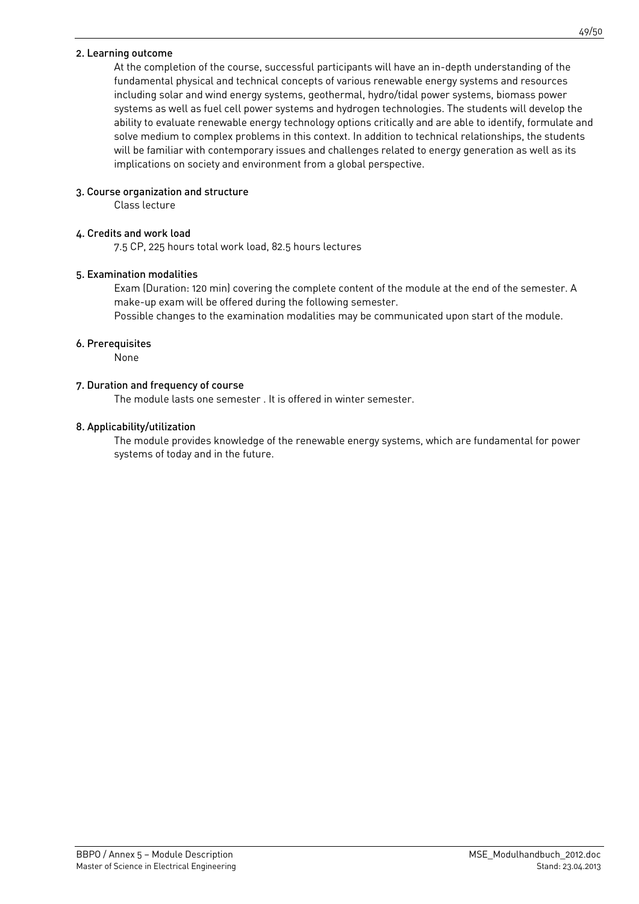#### 2. Learning outcome

At the completion of the course, successful participants will have an in-depth understanding of the fundamental physical and technical concepts of various renewable energy systems and resources including solar and wind energy systems, geothermal, hydro/tidal power systems, biomass power systems as well as fuel cell power systems and hydrogen technologies. The students will develop the ability to evaluate renewable energy technology options critically and are able to identify, formulate and solve medium to complex problems in this context. In addition to technical relationships, the students will be familiar with contemporary issues and challenges related to energy generation as well as its implications on society and environment from a global perspective.

#### 3. Course organization and structure

Class lecture

#### 4. Credits and work load

7.5 CP, 225 hours total work load, 82.5 hours lectures

#### 5. Examination modalities

Exam (Duration: 120 min) covering the complete content of the module at the end of the semester. A make-up exam will be offered during the following semester.

Possible changes to the examination modalities may be communicated upon start of the module.

#### 6. Prerequisites

None

#### 7. Duration and frequency of course

The module lasts one semester . It is offered in winter semester.

#### 8. Applicability/utilization

The module provides knowledge of the renewable energy systems, which are fundamental for power systems of today and in the future.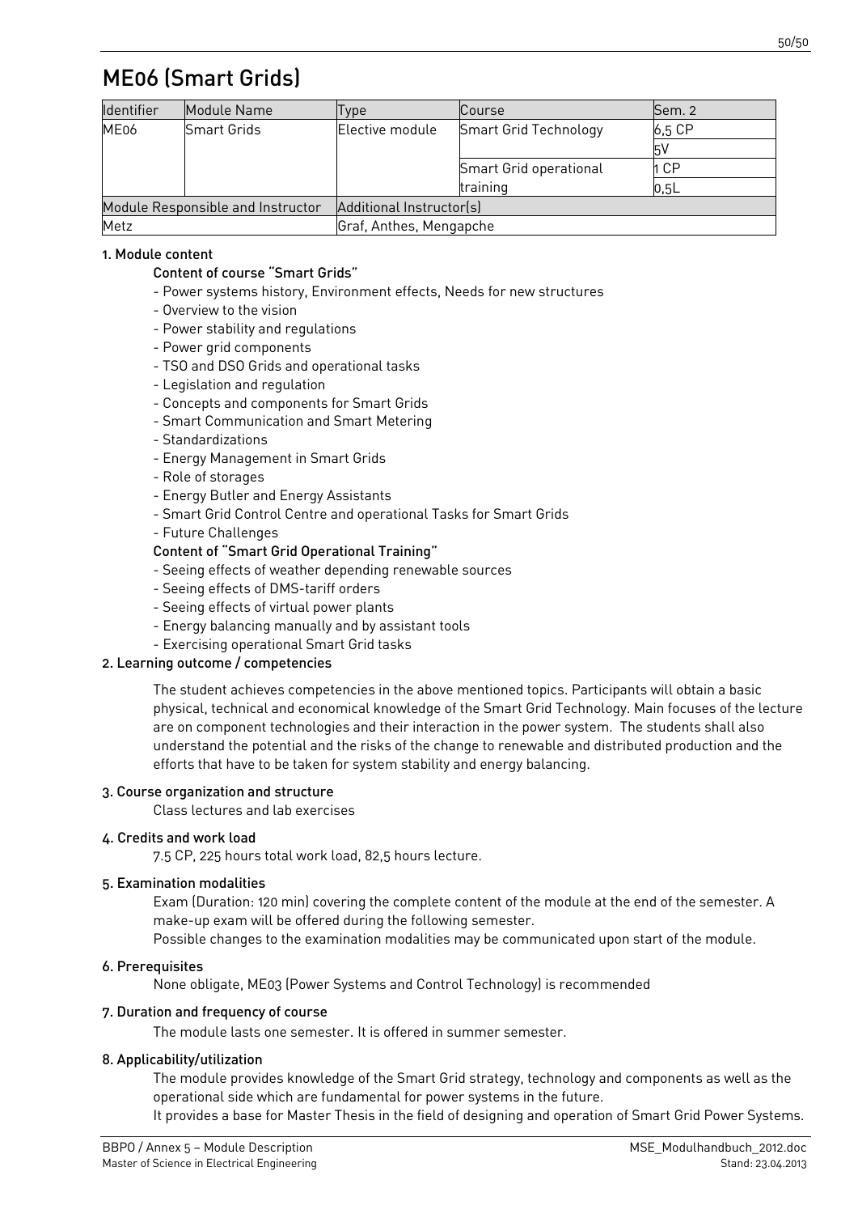# ME06 (Smart Grids)

| Identifier | Module Name | Type | Course | Sem. 2 |
| --- | --- | --- | --- | --- |
| ME06 | Smart Grids | Elective module | Smart Grid Technology | 6,5 CP |
| | | | | 5V |
| | | | Smart Grid operational training | 1 CP |
| | | | | 0,5L |
| Module Responsible and Instructor | | Additional Instructor(s) | | |
| Metz | | Graf, Anthes, Mengapche | | |

**1. Module content**

**Content of course "Smart Grids"**

- Power systems history, Environment effects, Needs for new structures
- Overview to the vision
- Power stability and regulations
- Power grid components
- TSO and DSO Grids and operational tasks
- Legislation and regulation
- Concepts and components for Smart Grids
- Smart Communication and Smart Metering
- Standardizations
- Energy Management in Smart Grids
- Role of storages
- Energy Butler and Energy Assistants
- Smart Grid Control Centre and operational Tasks for Smart Grids
- Future Challenges

**Content of "Smart Grid Operational Training"**

- Seeing effects of weather depending renewable sources
- Seeing effects of DMS-tariff orders
- Seeing effects of virtual power plants
- Energy balancing manually and by assistant tools
- Exercising operational Smart Grid tasks

**2. Learning outcome / competencies**

The student achieves competencies in the above mentioned topics. Participants will obtain a basic physical, technical and economical knowledge of the Smart Grid Technology. Main focuses of the lecture are on component technologies and their interaction in the power system. The students shall also understand the potential and the risks of the change to renewable and distributed production and the efforts that have to be taken for system stability and energy balancing.

**3. Course organization and structure**

Class lectures and lab exercises

**4. Credits and work load**

7.5 CP, 225 hours total work load, 82,5 hours lecture.

**5. Examination modalities**

Exam (Duration: 120 min) covering the complete content of the module at the end of the semester. A make-up exam will be offered during the following semester.

Possible changes to the examination modalities may be communicated upon start of the module.

**6. Prerequisites**

None obligate, ME03 (Power Systems and Control Technology) is recommended

**7. Duration and frequency of course**

The module lasts one semester. It is offered in summer semester.

**8. Applicability/utilization**

The module provides knowledge of the Smart Grid strategy, technology and components as well as the operational side which are fundamental for power systems in the future.

It provides a base for Master Thesis in the field of designing and operation of Smart Grid Power Systems.